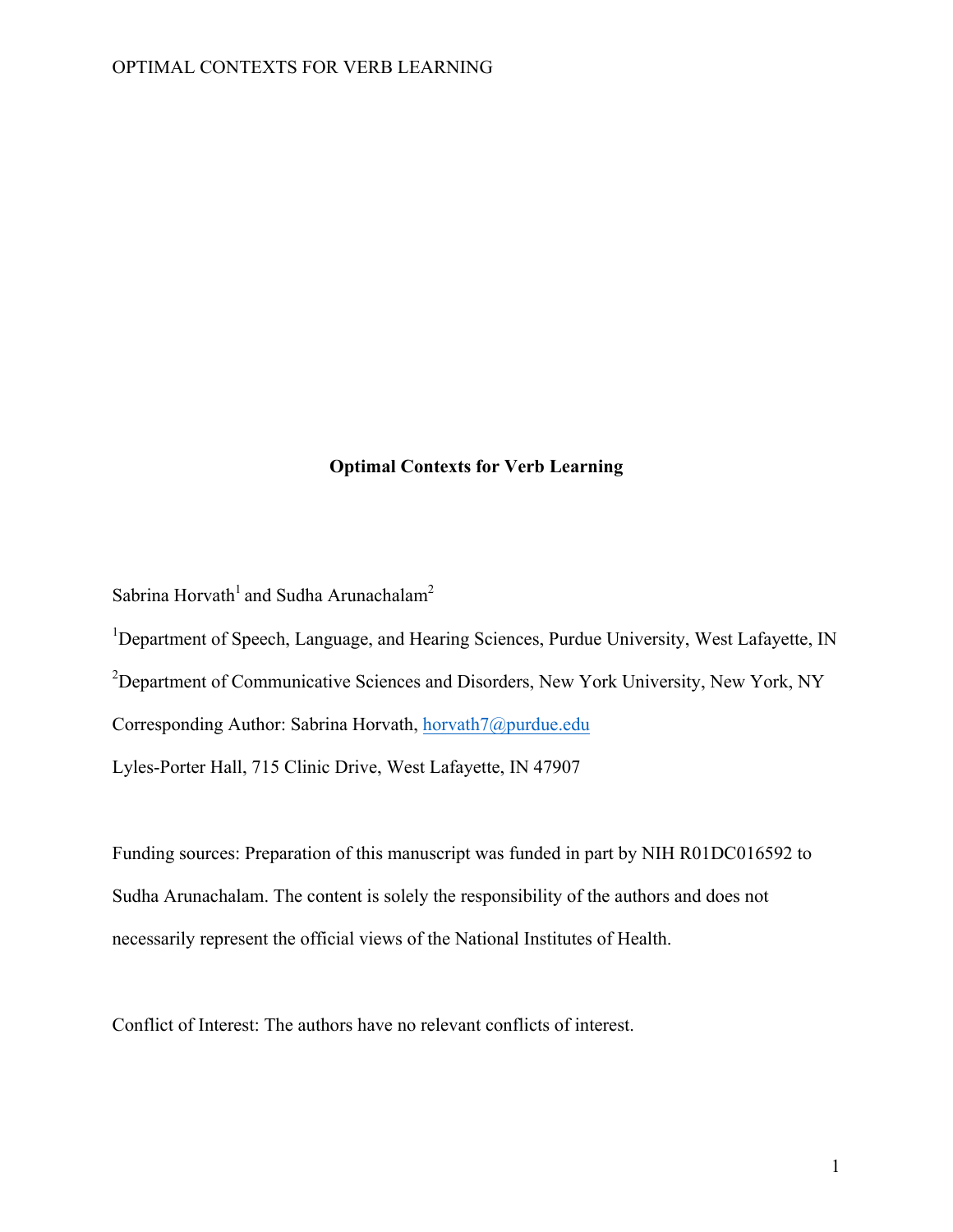# Optimal Contexts for Verb Learning

Sabrina Horvath[1] and Sudha Arunachalam[2]

[1]Department of Speech, Language, and Hearing Sciences, Purdue University, West Lafayette, IN

[2]Department of Communicative Sciences and Disorders, New York University, New York, NY

Corresponding Author: Sabrina Horvath, horvath7@purdue.edu

Lyles-Porter Hall, 715 Clinic Drive, West Lafayette, IN 47907

Funding sources: Preparation of this manuscript was funded in part by NIH R01DC016592 to Sudha Arunachalam. The content is solely the responsibility of the authors and does not necessarily represent the official views of the National Institutes of Health.

Conflict of Interest: The authors have no relevant conflicts of interest.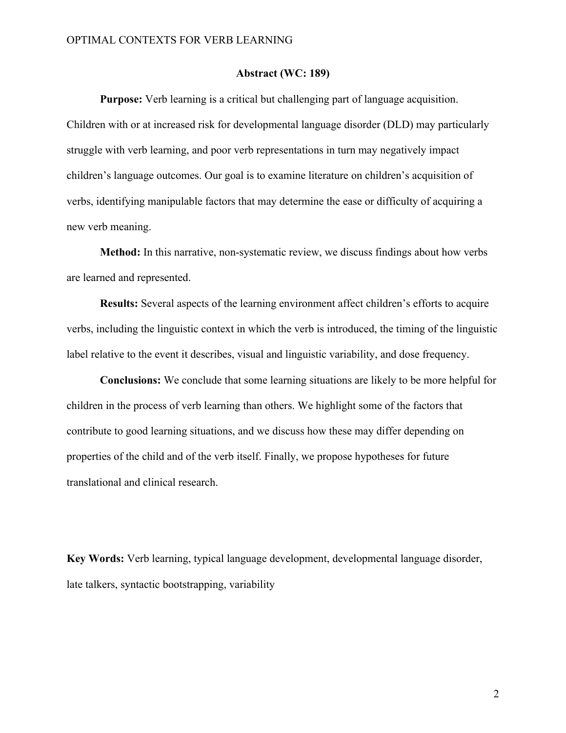## Abstract (WC: 189)

**Purpose:** Verb learning is a critical but challenging part of language acquisition. Children with or at increased risk for developmental language disorder (DLD) may particularly struggle with verb learning, and poor verb representations in turn may negatively impact children's language outcomes. Our goal is to examine literature on children's acquisition of verbs, identifying manipulable factors that may determine the ease or difficulty of acquiring a new verb meaning.

**Method:** In this narrative, non-systematic review, we discuss findings about how verbs are learned and represented.

**Results:** Several aspects of the learning environment affect children's efforts to acquire verbs, including the linguistic context in which the verb is introduced, the timing of the linguistic label relative to the event it describes, visual and linguistic variability, and dose frequency.

**Conclusions:** We conclude that some learning situations are likely to be more helpful for children in the process of verb learning than others. We highlight some of the factors that contribute to good learning situations, and we discuss how these may differ depending on properties of the child and of the verb itself. Finally, we propose hypotheses for future translational and clinical research.

**Key Words:** Verb learning, typical language development, developmental language disorder, late talkers, syntactic bootstrapping, variability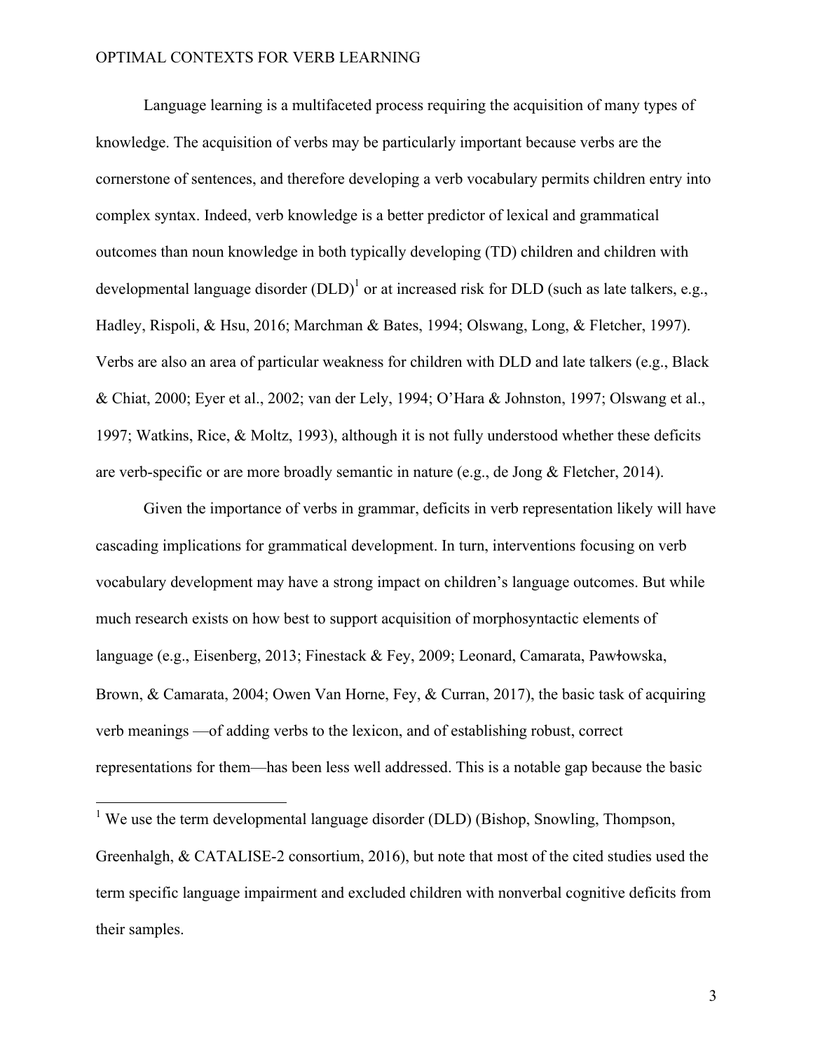Language learning is a multifaceted process requiring the acquisition of many types of knowledge. The acquisition of verbs may be particularly important because verbs are the cornerstone of sentences, and therefore developing a verb vocabulary permits children entry into complex syntax. Indeed, verb knowledge is a better predictor of lexical and grammatical outcomes than noun knowledge in both typically developing (TD) children and children with developmental language disorder (DLD)[1] or at increased risk for DLD (such as late talkers, e.g., Hadley, Rispoli, & Hsu, 2016; Marchman & Bates, 1994; Olswang, Long, & Fletcher, 1997). Verbs are also an area of particular weakness for children with DLD and late talkers (e.g., Black & Chiat, 2000; Eyer et al., 2002; van der Lely, 1994; O'Hara & Johnston, 1997; Olswang et al., 1997; Watkins, Rice, & Moltz, 1993), although it is not fully understood whether these deficits are verb-specific or are more broadly semantic in nature (e.g., de Jong & Fletcher, 2014).

Given the importance of verbs in grammar, deficits in verb representation likely will have cascading implications for grammatical development. In turn, interventions focusing on verb vocabulary development may have a strong impact on children's language outcomes. But while much research exists on how best to support acquisition of morphosyntactic elements of language (e.g., Eisenberg, 2013; Finestack & Fey, 2009; Leonard, Camarata, Pawłowska, Brown, & Camarata, 2004; Owen Van Horne, Fey, & Curran, 2017), the basic task of acquiring verb meanings —of adding verbs to the lexicon, and of establishing robust, correct representations for them—has been less well addressed. This is a notable gap because the basic

[1] We use the term developmental language disorder (DLD) (Bishop, Snowling, Thompson, Greenhalgh, & CATALISE-2 consortium, 2016), but note that most of the cited studies used the term specific language impairment and excluded children with nonverbal cognitive deficits from their samples.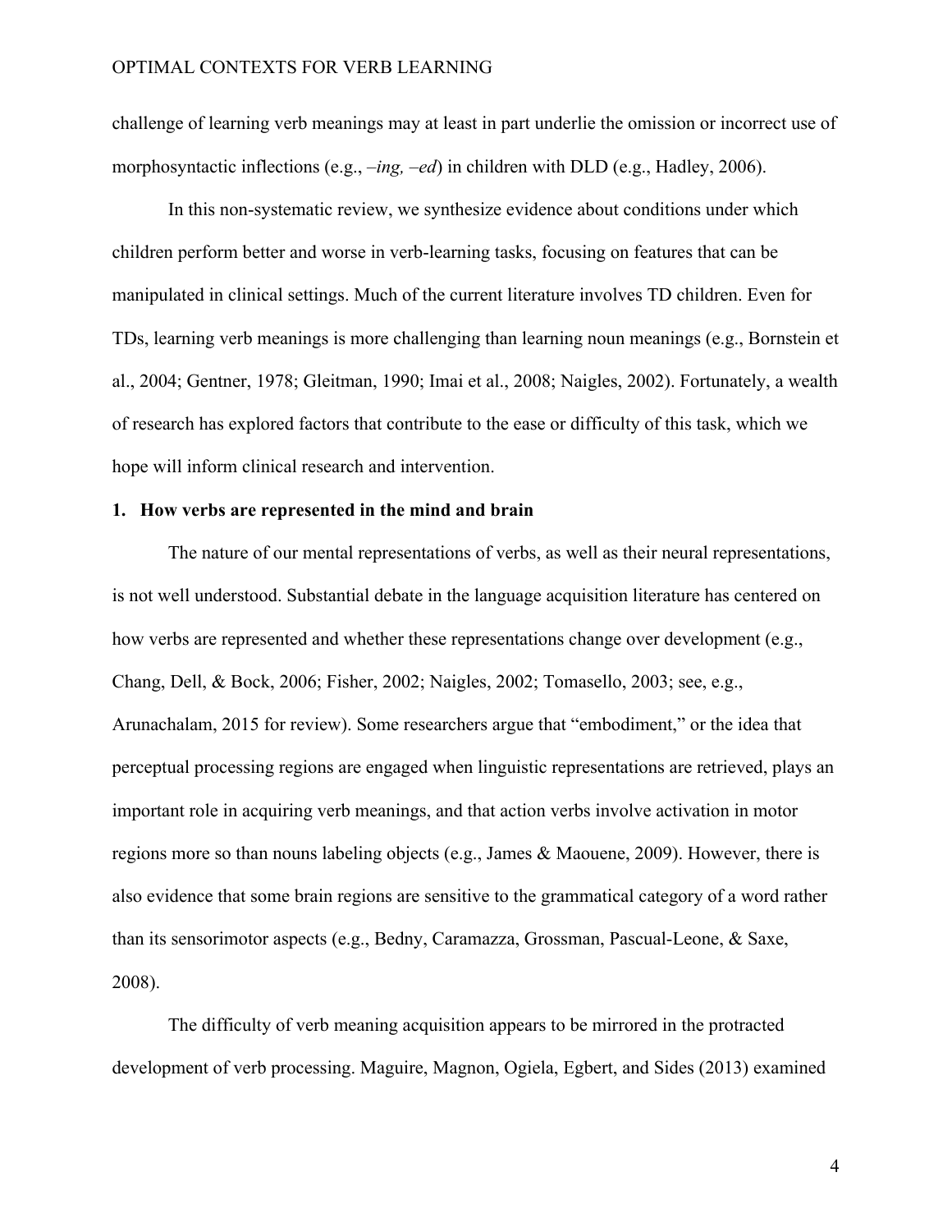challenge of learning verb meanings may at least in part underlie the omission or incorrect use of morphosyntactic inflections (e.g., *–ing, –ed*) in children with DLD (e.g., Hadley, 2006).

In this non-systematic review, we synthesize evidence about conditions under which children perform better and worse in verb-learning tasks, focusing on features that can be manipulated in clinical settings. Much of the current literature involves TD children. Even for TDs, learning verb meanings is more challenging than learning noun meanings (e.g., Bornstein et al., 2004; Gentner, 1978; Gleitman, 1990; Imai et al., 2008; Naigles, 2002). Fortunately, a wealth of research has explored factors that contribute to the ease or difficulty of this task, which we hope will inform clinical research and intervention.

## 1. How verbs are represented in the mind and brain

The nature of our mental representations of verbs, as well as their neural representations, is not well understood. Substantial debate in the language acquisition literature has centered on how verbs are represented and whether these representations change over development (e.g., Chang, Dell, & Bock, 2006; Fisher, 2002; Naigles, 2002; Tomasello, 2003; see, e.g., Arunachalam, 2015 for review). Some researchers argue that "embodiment," or the idea that perceptual processing regions are engaged when linguistic representations are retrieved, plays an important role in acquiring verb meanings, and that action verbs involve activation in motor regions more so than nouns labeling objects (e.g., James & Maouene, 2009). However, there is also evidence that some brain regions are sensitive to the grammatical category of a word rather than its sensorimotor aspects (e.g., Bedny, Caramazza, Grossman, Pascual-Leone, & Saxe, 2008).

The difficulty of verb meaning acquisition appears to be mirrored in the protracted development of verb processing. Maguire, Magnon, Ogiela, Egbert, and Sides (2013) examined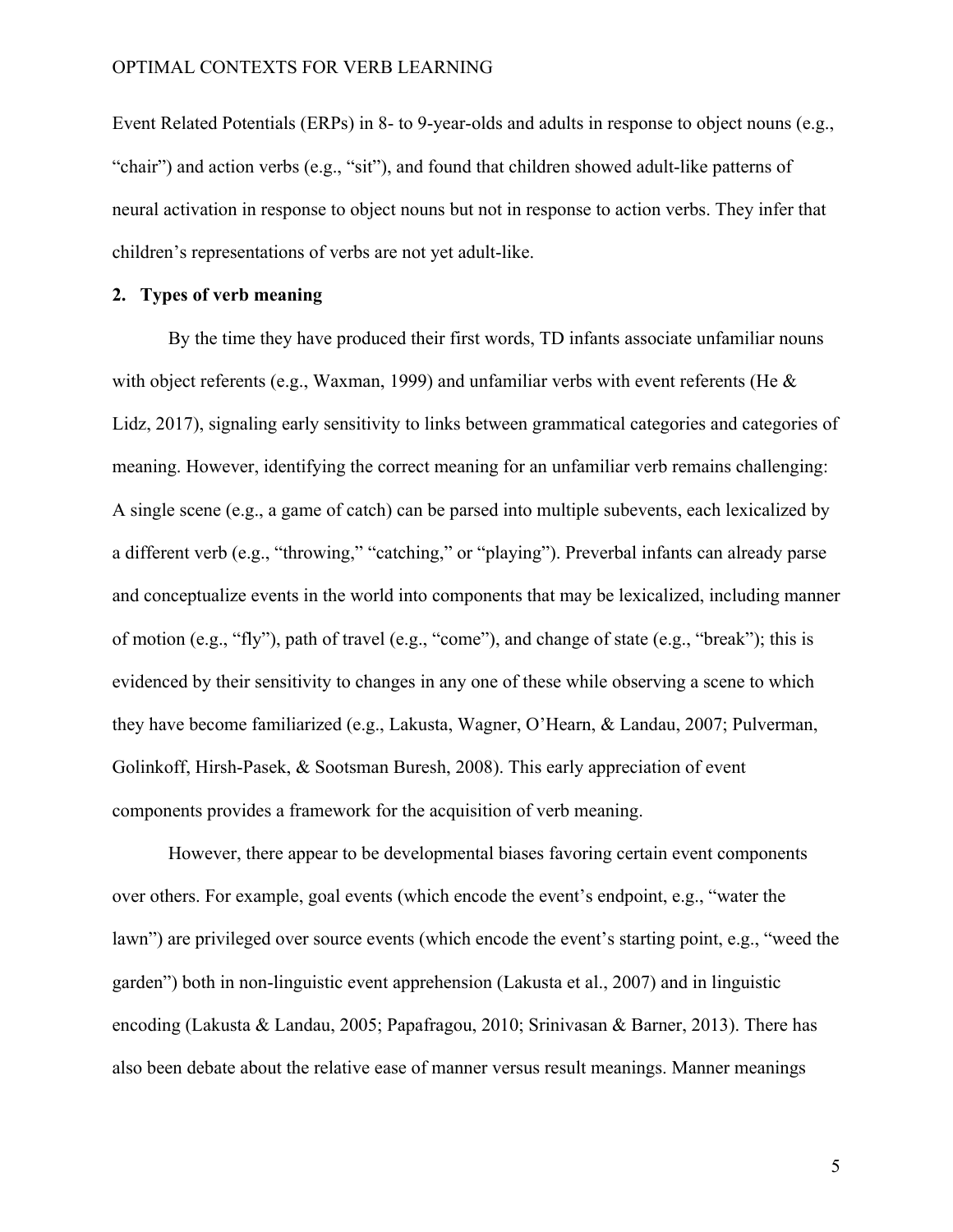Event Related Potentials (ERPs) in 8- to 9-year-olds and adults in response to object nouns (e.g., "chair") and action verbs (e.g., "sit"), and found that children showed adult-like patterns of neural activation in response to object nouns but not in response to action verbs. They infer that children's representations of verbs are not yet adult-like.

## 2. Types of verb meaning

By the time they have produced their first words, TD infants associate unfamiliar nouns with object referents (e.g., Waxman, 1999) and unfamiliar verbs with event referents (He & Lidz, 2017), signaling early sensitivity to links between grammatical categories and categories of meaning. However, identifying the correct meaning for an unfamiliar verb remains challenging: A single scene (e.g., a game of catch) can be parsed into multiple subevents, each lexicalized by a different verb (e.g., "throwing," "catching," or "playing"). Preverbal infants can already parse and conceptualize events in the world into components that may be lexicalized, including manner of motion (e.g., "fly"), path of travel (e.g., "come"), and change of state (e.g., "break"); this is evidenced by their sensitivity to changes in any one of these while observing a scene to which they have become familiarized (e.g., Lakusta, Wagner, O'Hearn, & Landau, 2007; Pulverman, Golinkoff, Hirsh-Pasek, & Sootsman Buresh, 2008). This early appreciation of event components provides a framework for the acquisition of verb meaning.

However, there appear to be developmental biases favoring certain event components over others. For example, goal events (which encode the event's endpoint, e.g., "water the lawn") are privileged over source events (which encode the event's starting point, e.g., "weed the garden") both in non-linguistic event apprehension (Lakusta et al., 2007) and in linguistic encoding (Lakusta & Landau, 2005; Papafragou, 2010; Srinivasan & Barner, 2013). There has also been debate about the relative ease of manner versus result meanings. Manner meanings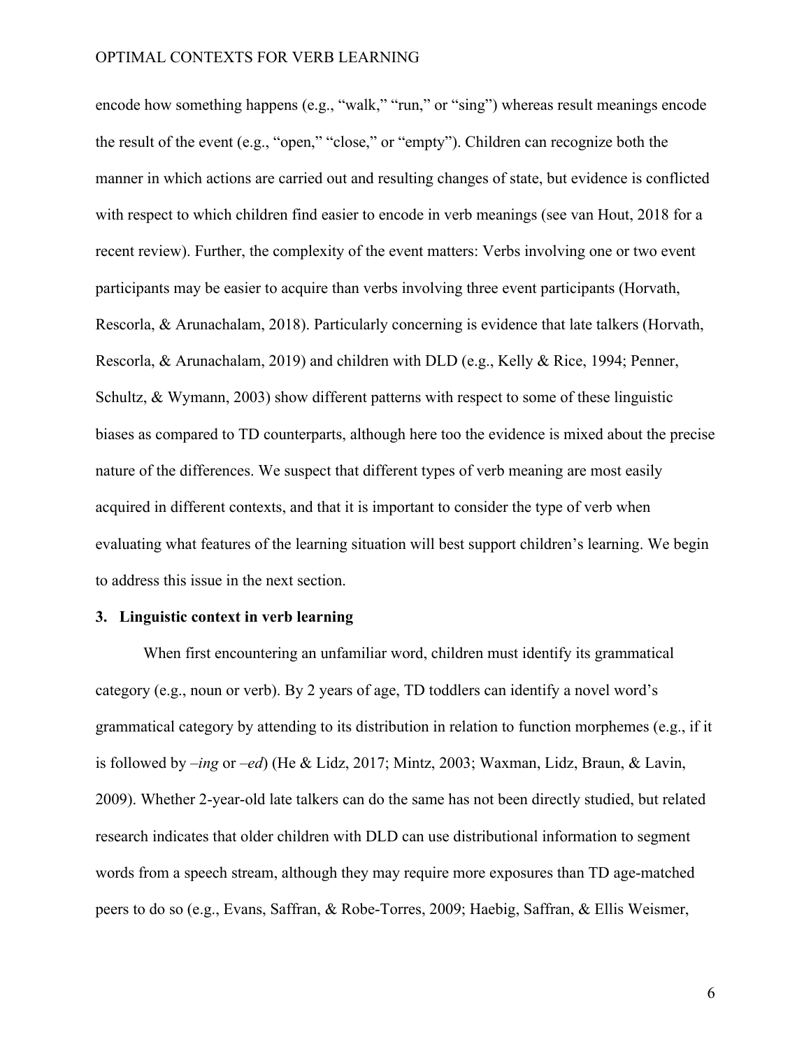encode how something happens (e.g., "walk," "run," or "sing") whereas result meanings encode the result of the event (e.g., "open," "close," or "empty"). Children can recognize both the manner in which actions are carried out and resulting changes of state, but evidence is conflicted with respect to which children find easier to encode in verb meanings (see van Hout, 2018 for a recent review). Further, the complexity of the event matters: Verbs involving one or two event participants may be easier to acquire than verbs involving three event participants (Horvath, Rescorla, & Arunachalam, 2018). Particularly concerning is evidence that late talkers (Horvath, Rescorla, & Arunachalam, 2019) and children with DLD (e.g., Kelly & Rice, 1994; Penner, Schultz, & Wymann, 2003) show different patterns with respect to some of these linguistic biases as compared to TD counterparts, although here too the evidence is mixed about the precise nature of the differences. We suspect that different types of verb meaning are most easily acquired in different contexts, and that it is important to consider the type of verb when evaluating what features of the learning situation will best support children's learning. We begin to address this issue in the next section.

## 3. Linguistic context in verb learning

When first encountering an unfamiliar word, children must identify its grammatical category (e.g., noun or verb). By 2 years of age, TD toddlers can identify a novel word's grammatical category by attending to its distribution in relation to function morphemes (e.g., if it is followed by *–ing* or *–ed*) (He & Lidz, 2017; Mintz, 2003; Waxman, Lidz, Braun, & Lavin, 2009). Whether 2-year-old late talkers can do the same has not been directly studied, but related research indicates that older children with DLD can use distributional information to segment words from a speech stream, although they may require more exposures than TD age-matched peers to do so (e.g., Evans, Saffran, & Robe-Torres, 2009; Haebig, Saffran, & Ellis Weismer,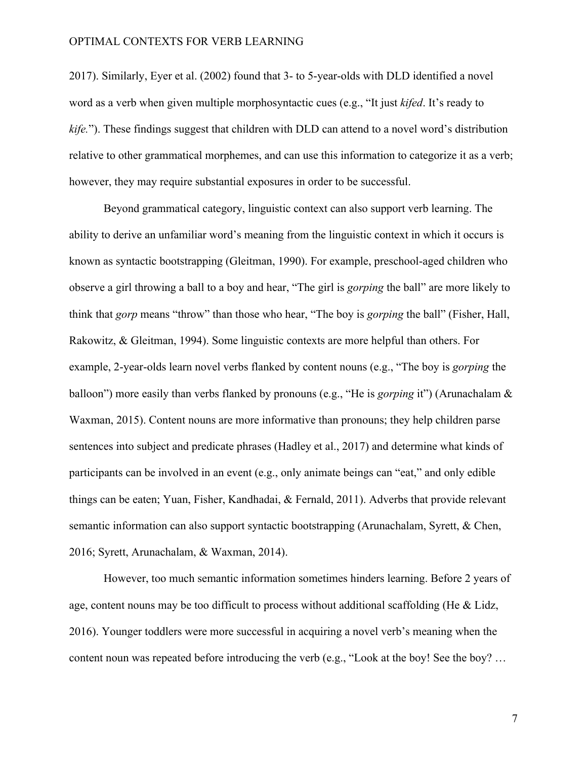2017). Similarly, Eyer et al. (2002) found that 3- to 5-year-olds with DLD identified a novel word as a verb when given multiple morphosyntactic cues (e.g., "It just *kifed*. It's ready to *kife.*"). These findings suggest that children with DLD can attend to a novel word's distribution relative to other grammatical morphemes, and can use this information to categorize it as a verb; however, they may require substantial exposures in order to be successful.

Beyond grammatical category, linguistic context can also support verb learning. The ability to derive an unfamiliar word's meaning from the linguistic context in which it occurs is known as syntactic bootstrapping (Gleitman, 1990). For example, preschool-aged children who observe a girl throwing a ball to a boy and hear, "The girl is *gorping* the ball" are more likely to think that *gorp* means "throw" than those who hear, "The boy is *gorping* the ball" (Fisher, Hall, Rakowitz, & Gleitman, 1994). Some linguistic contexts are more helpful than others. For example, 2-year-olds learn novel verbs flanked by content nouns (e.g., "The boy is *gorping* the balloon") more easily than verbs flanked by pronouns (e.g., "He is *gorping* it") (Arunachalam & Waxman, 2015). Content nouns are more informative than pronouns; they help children parse sentences into subject and predicate phrases (Hadley et al., 2017) and determine what kinds of participants can be involved in an event (e.g., only animate beings can "eat," and only edible things can be eaten; Yuan, Fisher, Kandhadai, & Fernald, 2011). Adverbs that provide relevant semantic information can also support syntactic bootstrapping (Arunachalam, Syrett, & Chen, 2016; Syrett, Arunachalam, & Waxman, 2014).

However, too much semantic information sometimes hinders learning. Before 2 years of age, content nouns may be too difficult to process without additional scaffolding (He & Lidz, 2016). Younger toddlers were more successful in acquiring a novel verb's meaning when the content noun was repeated before introducing the verb (e.g., "Look at the boy! See the boy? …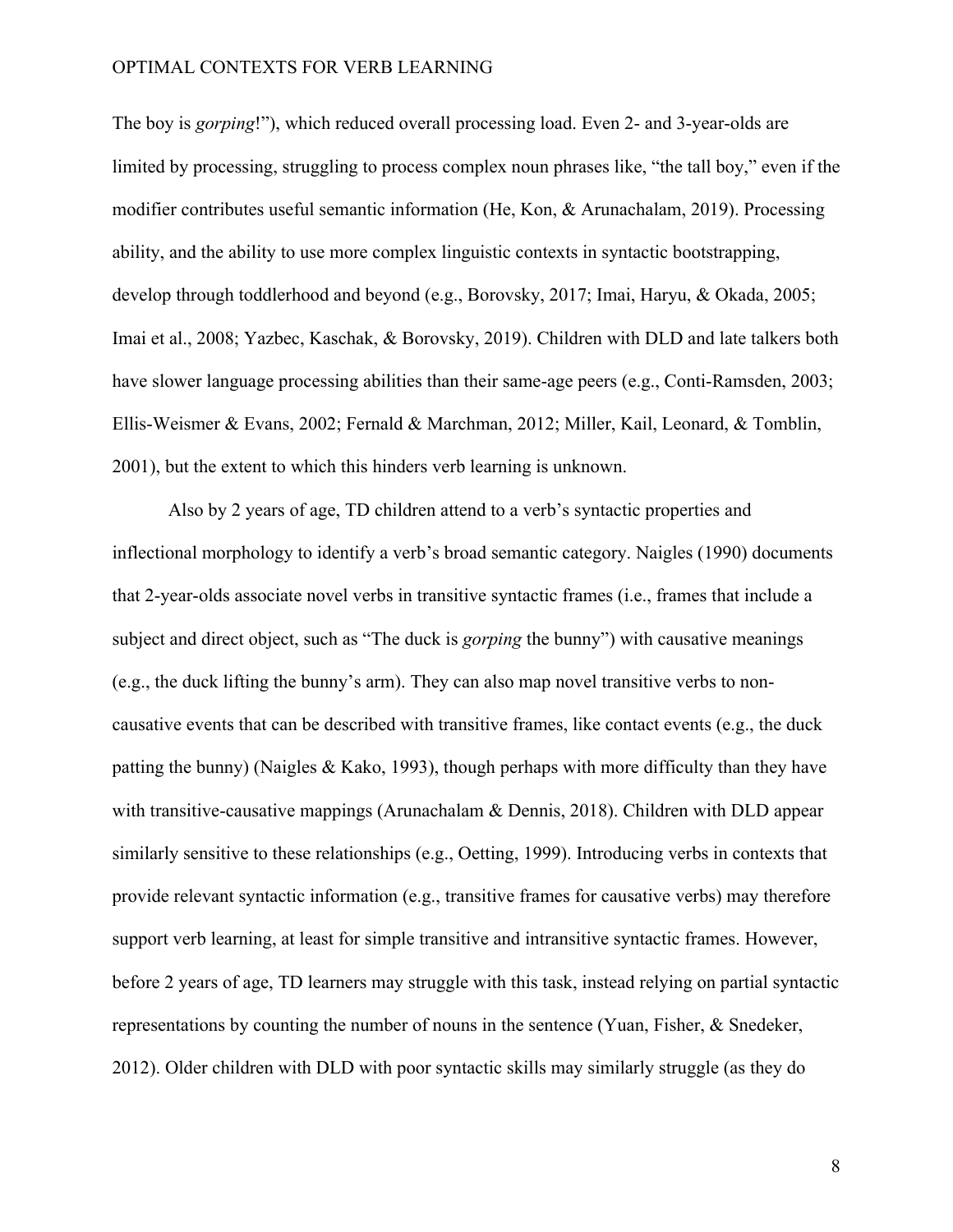The boy is *gorping*!"), which reduced overall processing load. Even 2- and 3-year-olds are limited by processing, struggling to process complex noun phrases like, "the tall boy," even if the modifier contributes useful semantic information (He, Kon, & Arunachalam, 2019). Processing ability, and the ability to use more complex linguistic contexts in syntactic bootstrapping, develop through toddlerhood and beyond (e.g., Borovsky, 2017; Imai, Haryu, & Okada, 2005; Imai et al., 2008; Yazbec, Kaschak, & Borovsky, 2019). Children with DLD and late talkers both have slower language processing abilities than their same-age peers (e.g., Conti-Ramsden, 2003; Ellis-Weismer & Evans, 2002; Fernald & Marchman, 2012; Miller, Kail, Leonard, & Tomblin, 2001), but the extent to which this hinders verb learning is unknown.

Also by 2 years of age, TD children attend to a verb's syntactic properties and inflectional morphology to identify a verb's broad semantic category. Naigles (1990) documents that 2-year-olds associate novel verbs in transitive syntactic frames (i.e., frames that include a subject and direct object, such as "The duck is *gorping* the bunny") with causative meanings (e.g., the duck lifting the bunny's arm). They can also map novel transitive verbs to non-causative events that can be described with transitive frames, like contact events (e.g., the duck patting the bunny) (Naigles & Kako, 1993), though perhaps with more difficulty than they have with transitive-causative mappings (Arunachalam & Dennis, 2018). Children with DLD appear similarly sensitive to these relationships (e.g., Oetting, 1999). Introducing verbs in contexts that provide relevant syntactic information (e.g., transitive frames for causative verbs) may therefore support verb learning, at least for simple transitive and intransitive syntactic frames. However, before 2 years of age, TD learners may struggle with this task, instead relying on partial syntactic representations by counting the number of nouns in the sentence (Yuan, Fisher, & Snedeker, 2012). Older children with DLD with poor syntactic skills may similarly struggle (as they do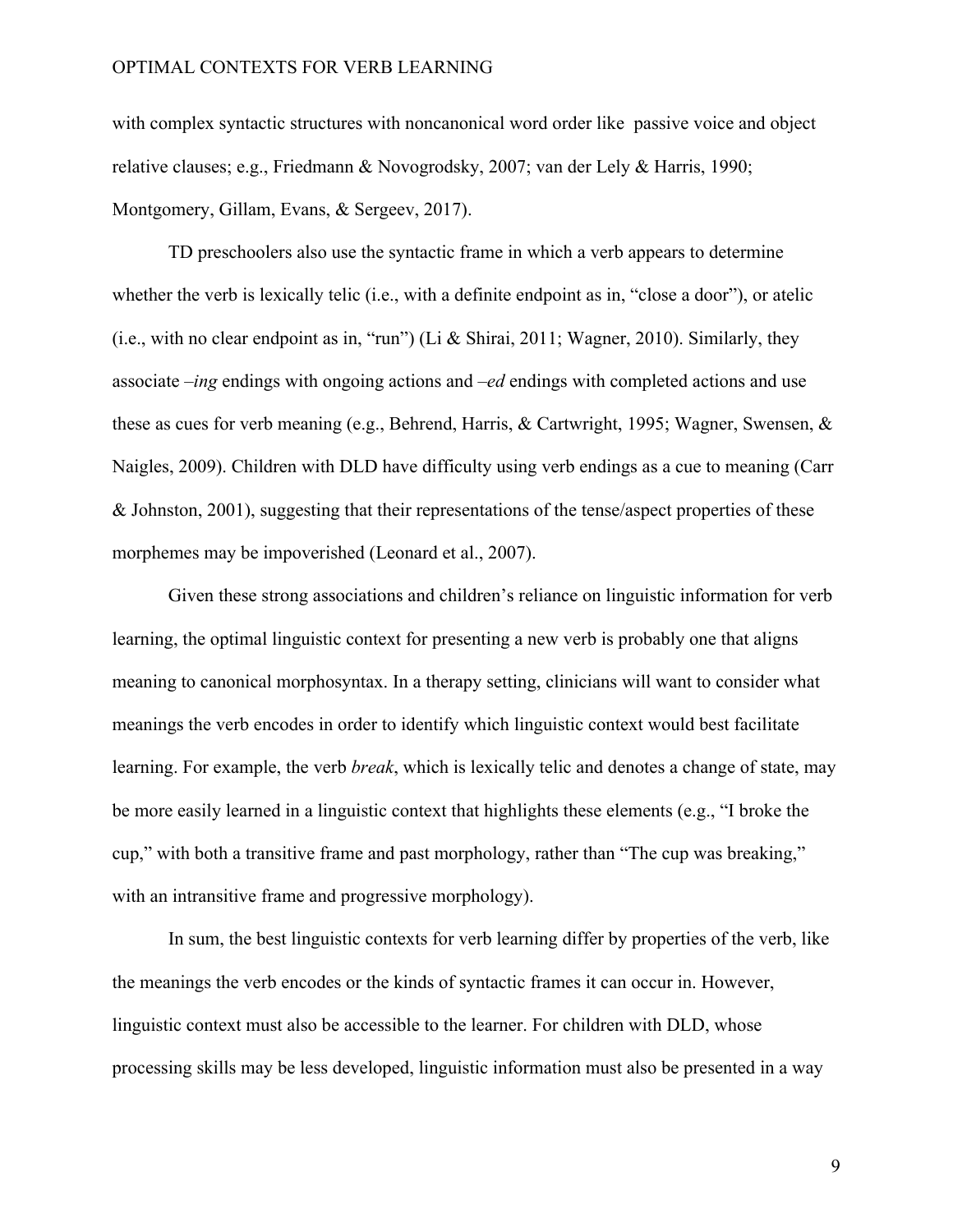with complex syntactic structures with noncanonical word order like passive voice and object relative clauses; e.g., Friedmann & Novogrodsky, 2007; van der Lely & Harris, 1990; Montgomery, Gillam, Evans, & Sergeev, 2017).

TD preschoolers also use the syntactic frame in which a verb appears to determine whether the verb is lexically telic (i.e., with a definite endpoint as in, "close a door"), or atelic (i.e., with no clear endpoint as in, "run") (Li & Shirai, 2011; Wagner, 2010). Similarly, they associate *–ing* endings with ongoing actions and *–ed* endings with completed actions and use these as cues for verb meaning (e.g., Behrend, Harris, & Cartwright, 1995; Wagner, Swensen, & Naigles, 2009). Children with DLD have difficulty using verb endings as a cue to meaning (Carr & Johnston, 2001), suggesting that their representations of the tense/aspect properties of these morphemes may be impoverished (Leonard et al., 2007).

Given these strong associations and children's reliance on linguistic information for verb learning, the optimal linguistic context for presenting a new verb is probably one that aligns meaning to canonical morphosyntax. In a therapy setting, clinicians will want to consider what meanings the verb encodes in order to identify which linguistic context would best facilitate learning. For example, the verb *break*, which is lexically telic and denotes a change of state, may be more easily learned in a linguistic context that highlights these elements (e.g., "I broke the cup," with both a transitive frame and past morphology, rather than "The cup was breaking," with an intransitive frame and progressive morphology).

In sum, the best linguistic contexts for verb learning differ by properties of the verb, like the meanings the verb encodes or the kinds of syntactic frames it can occur in. However, linguistic context must also be accessible to the learner. For children with DLD, whose processing skills may be less developed, linguistic information must also be presented in a way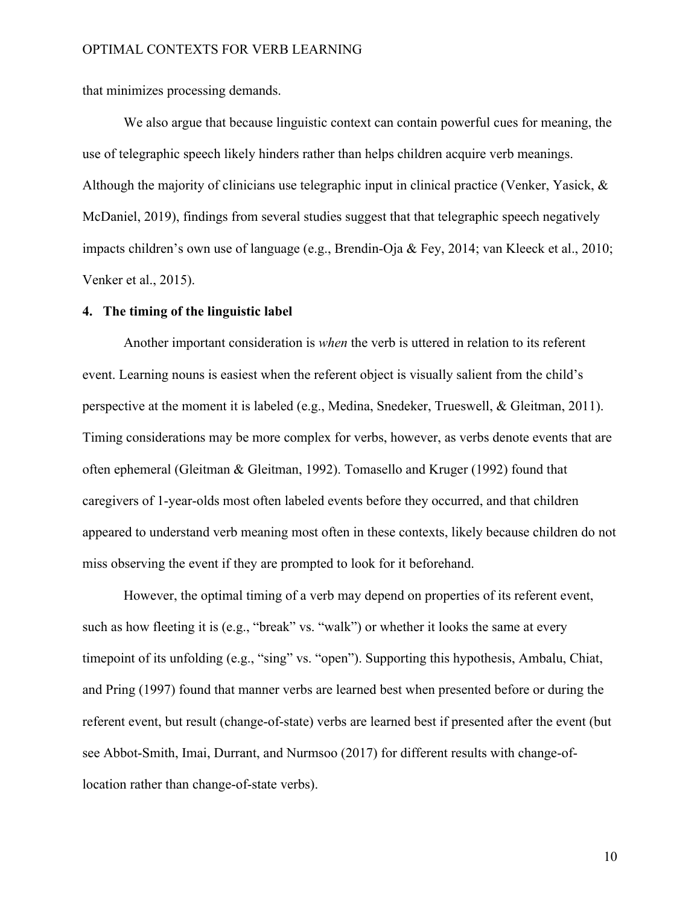that minimizes processing demands.

We also argue that because linguistic context can contain powerful cues for meaning, the use of telegraphic speech likely hinders rather than helps children acquire verb meanings. Although the majority of clinicians use telegraphic input in clinical practice (Venker, Yasick, & McDaniel, 2019), findings from several studies suggest that that telegraphic speech negatively impacts children's own use of language (e.g., Brendin-Oja & Fey, 2014; van Kleeck et al., 2010; Venker et al., 2015).

## 4. The timing of the linguistic label

Another important consideration is *when* the verb is uttered in relation to its referent event. Learning nouns is easiest when the referent object is visually salient from the child's perspective at the moment it is labeled (e.g., Medina, Snedeker, Trueswell, & Gleitman, 2011). Timing considerations may be more complex for verbs, however, as verbs denote events that are often ephemeral (Gleitman & Gleitman, 1992). Tomasello and Kruger (1992) found that caregivers of 1-year-olds most often labeled events before they occurred, and that children appeared to understand verb meaning most often in these contexts, likely because children do not miss observing the event if they are prompted to look for it beforehand.

However, the optimal timing of a verb may depend on properties of its referent event, such as how fleeting it is (e.g., "break" vs. "walk") or whether it looks the same at every timepoint of its unfolding (e.g., "sing" vs. "open"). Supporting this hypothesis, Ambalu, Chiat, and Pring (1997) found that manner verbs are learned best when presented before or during the referent event, but result (change-of-state) verbs are learned best if presented after the event (but see Abbot-Smith, Imai, Durrant, and Nurmsoo (2017) for different results with change-of-location rather than change-of-state verbs).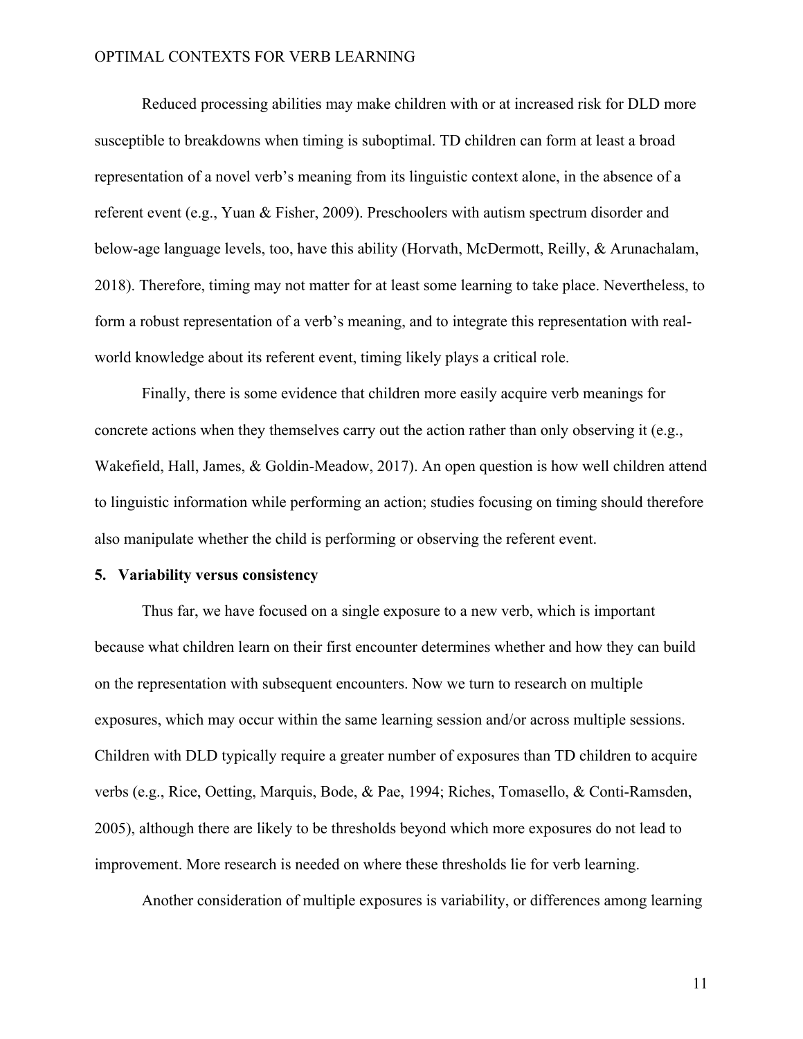Reduced processing abilities may make children with or at increased risk for DLD more susceptible to breakdowns when timing is suboptimal. TD children can form at least a broad representation of a novel verb's meaning from its linguistic context alone, in the absence of a referent event (e.g., Yuan & Fisher, 2009). Preschoolers with autism spectrum disorder and below-age language levels, too, have this ability (Horvath, McDermott, Reilly, & Arunachalam, 2018). Therefore, timing may not matter for at least some learning to take place. Nevertheless, to form a robust representation of a verb's meaning, and to integrate this representation with real-world knowledge about its referent event, timing likely plays a critical role.

Finally, there is some evidence that children more easily acquire verb meanings for concrete actions when they themselves carry out the action rather than only observing it (e.g., Wakefield, Hall, James, & Goldin-Meadow, 2017). An open question is how well children attend to linguistic information while performing an action; studies focusing on timing should therefore also manipulate whether the child is performing or observing the referent event.

## 5. Variability versus consistency

Thus far, we have focused on a single exposure to a new verb, which is important because what children learn on their first encounter determines whether and how they can build on the representation with subsequent encounters. Now we turn to research on multiple exposures, which may occur within the same learning session and/or across multiple sessions. Children with DLD typically require a greater number of exposures than TD children to acquire verbs (e.g., Rice, Oetting, Marquis, Bode, & Pae, 1994; Riches, Tomasello, & Conti-Ramsden, 2005), although there are likely to be thresholds beyond which more exposures do not lead to improvement. More research is needed on where these thresholds lie for verb learning.

Another consideration of multiple exposures is variability, or differences among learning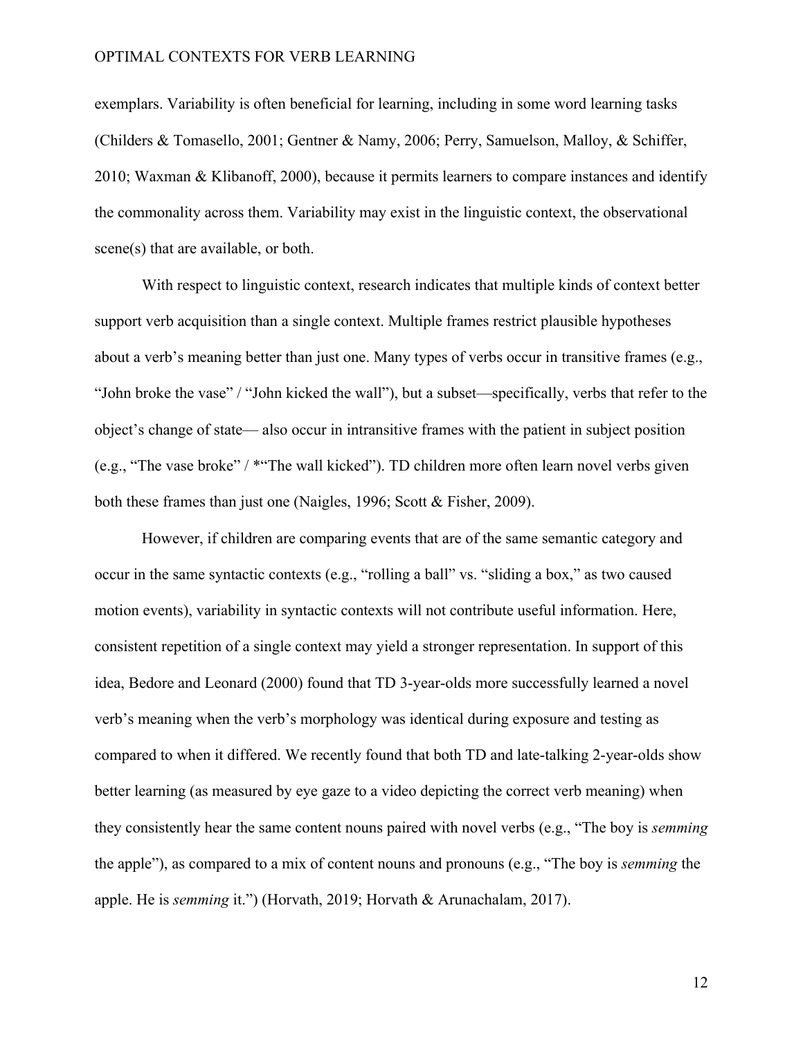exemplars. Variability is often beneficial for learning, including in some word learning tasks (Childers & Tomasello, 2001; Gentner & Namy, 2006; Perry, Samuelson, Malloy, & Schiffer, 2010; Waxman & Klibanoff, 2000), because it permits learners to compare instances and identify the commonality across them. Variability may exist in the linguistic context, the observational scene(s) that are available, or both.

With respect to linguistic context, research indicates that multiple kinds of context better support verb acquisition than a single context. Multiple frames restrict plausible hypotheses about a verb's meaning better than just one. Many types of verbs occur in transitive frames (e.g., "John broke the vase" / "John kicked the wall"), but a subset—specifically, verbs that refer to the object's change of state— also occur in intransitive frames with the patient in subject position (e.g., "The vase broke" / *"The wall kicked"). TD children more often learn novel verbs given both these frames than just one (Naigles, 1996; Scott & Fisher, 2009).

However, if children are comparing events that are of the same semantic category and occur in the same syntactic contexts (e.g., "rolling a ball" vs. "sliding a box," as two caused motion events), variability in syntactic contexts will not contribute useful information. Here, consistent repetition of a single context may yield a stronger representation. In support of this idea, Bedore and Leonard (2000) found that TD 3-year-olds more successfully learned a novel verb's meaning when the verb's morphology was identical during exposure and testing as compared to when it differed. We recently found that both TD and late-talking 2-year-olds show better learning (as measured by eye gaze to a video depicting the correct verb meaning) when they consistently hear the same content nouns paired with novel verbs (e.g., "The boy is *semming* the apple"), as compared to a mix of content nouns and pronouns (e.g., "The boy is *semming* the apple. He is *semming* it.") (Horvath, 2019; Horvath & Arunachalam, 2017).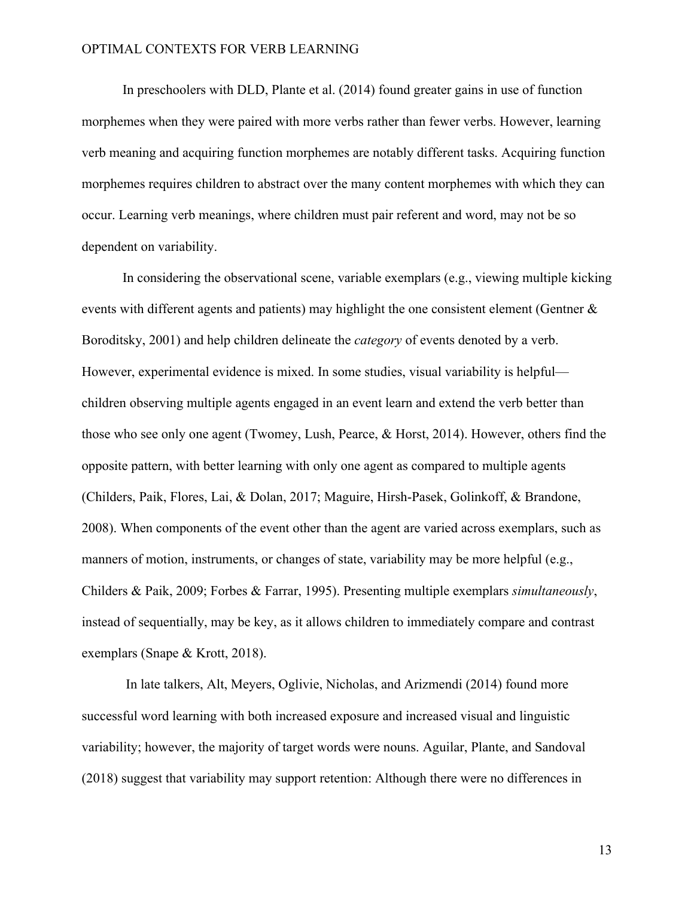In preschoolers with DLD, Plante et al. (2014) found greater gains in use of function morphemes when they were paired with more verbs rather than fewer verbs. However, learning verb meaning and acquiring function morphemes are notably different tasks. Acquiring function morphemes requires children to abstract over the many content morphemes with which they can occur. Learning verb meanings, where children must pair referent and word, may not be so dependent on variability.

In considering the observational scene, variable exemplars (e.g., viewing multiple kicking events with different agents and patients) may highlight the one consistent element (Gentner & Boroditsky, 2001) and help children delineate the *category* of events denoted by a verb. However, experimental evidence is mixed. In some studies, visual variability is helpful—children observing multiple agents engaged in an event learn and extend the verb better than those who see only one agent (Twomey, Lush, Pearce, & Horst, 2014). However, others find the opposite pattern, with better learning with only one agent as compared to multiple agents (Childers, Paik, Flores, Lai, & Dolan, 2017; Maguire, Hirsh-Pasek, Golinkoff, & Brandone, 2008). When components of the event other than the agent are varied across exemplars, such as manners of motion, instruments, or changes of state, variability may be more helpful (e.g., Childers & Paik, 2009; Forbes & Farrar, 1995). Presenting multiple exemplars *simultaneously*, instead of sequentially, may be key, as it allows children to immediately compare and contrast exemplars (Snape & Krott, 2018).

In late talkers, Alt, Meyers, Oglivie, Nicholas, and Arizmendi (2014) found more successful word learning with both increased exposure and increased visual and linguistic variability; however, the majority of target words were nouns. Aguilar, Plante, and Sandoval (2018) suggest that variability may support retention: Although there were no differences in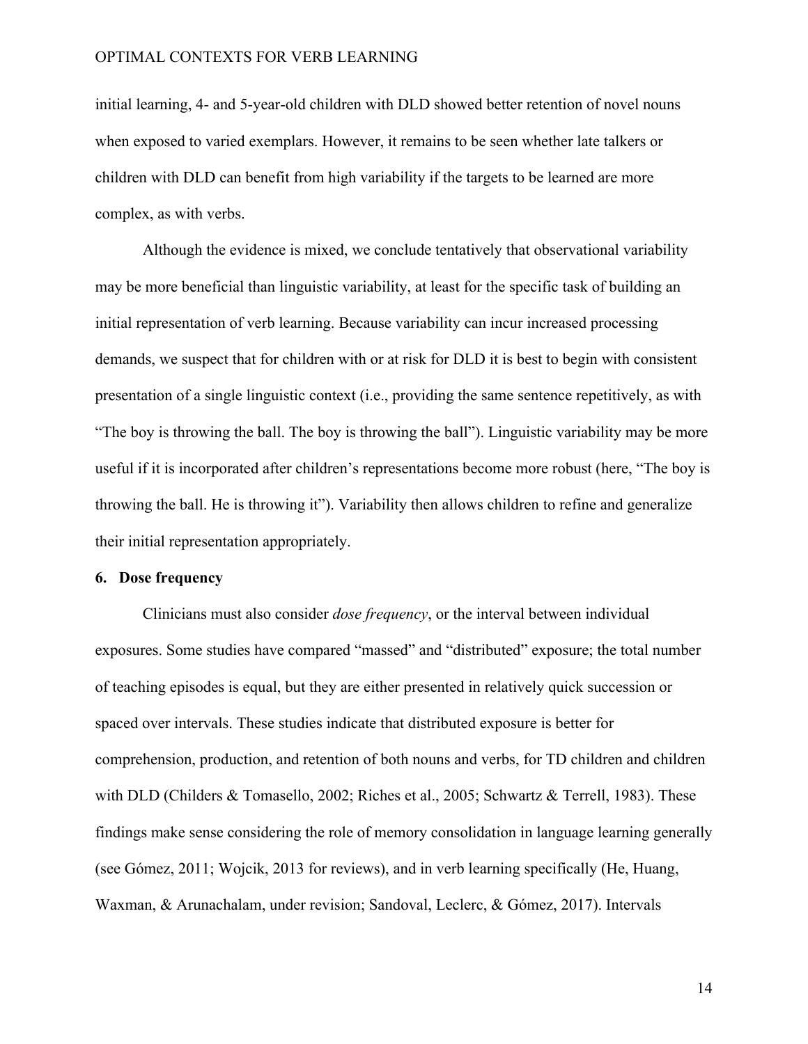initial learning, 4- and 5-year-old children with DLD showed better retention of novel nouns when exposed to varied exemplars. However, it remains to be seen whether late talkers or children with DLD can benefit from high variability if the targets to be learned are more complex, as with verbs.

Although the evidence is mixed, we conclude tentatively that observational variability may be more beneficial than linguistic variability, at least for the specific task of building an initial representation of verb learning. Because variability can incur increased processing demands, we suspect that for children with or at risk for DLD it is best to begin with consistent presentation of a single linguistic context (i.e., providing the same sentence repetitively, as with "The boy is throwing the ball. The boy is throwing the ball"). Linguistic variability may be more useful if it is incorporated after children's representations become more robust (here, "The boy is throwing the ball. He is throwing it"). Variability then allows children to refine and generalize their initial representation appropriately.

## 6. Dose frequency

Clinicians must also consider *dose frequency*, or the interval between individual exposures. Some studies have compared "massed" and "distributed" exposure; the total number of teaching episodes is equal, but they are either presented in relatively quick succession or spaced over intervals. These studies indicate that distributed exposure is better for comprehension, production, and retention of both nouns and verbs, for TD children and children with DLD (Childers & Tomasello, 2002; Riches et al., 2005; Schwartz & Terrell, 1983). These findings make sense considering the role of memory consolidation in language learning generally (see Gómez, 2011; Wojcik, 2013 for reviews), and in verb learning specifically (He, Huang, Waxman, & Arunachalam, under revision; Sandoval, Leclerc, & Gómez, 2017). Intervals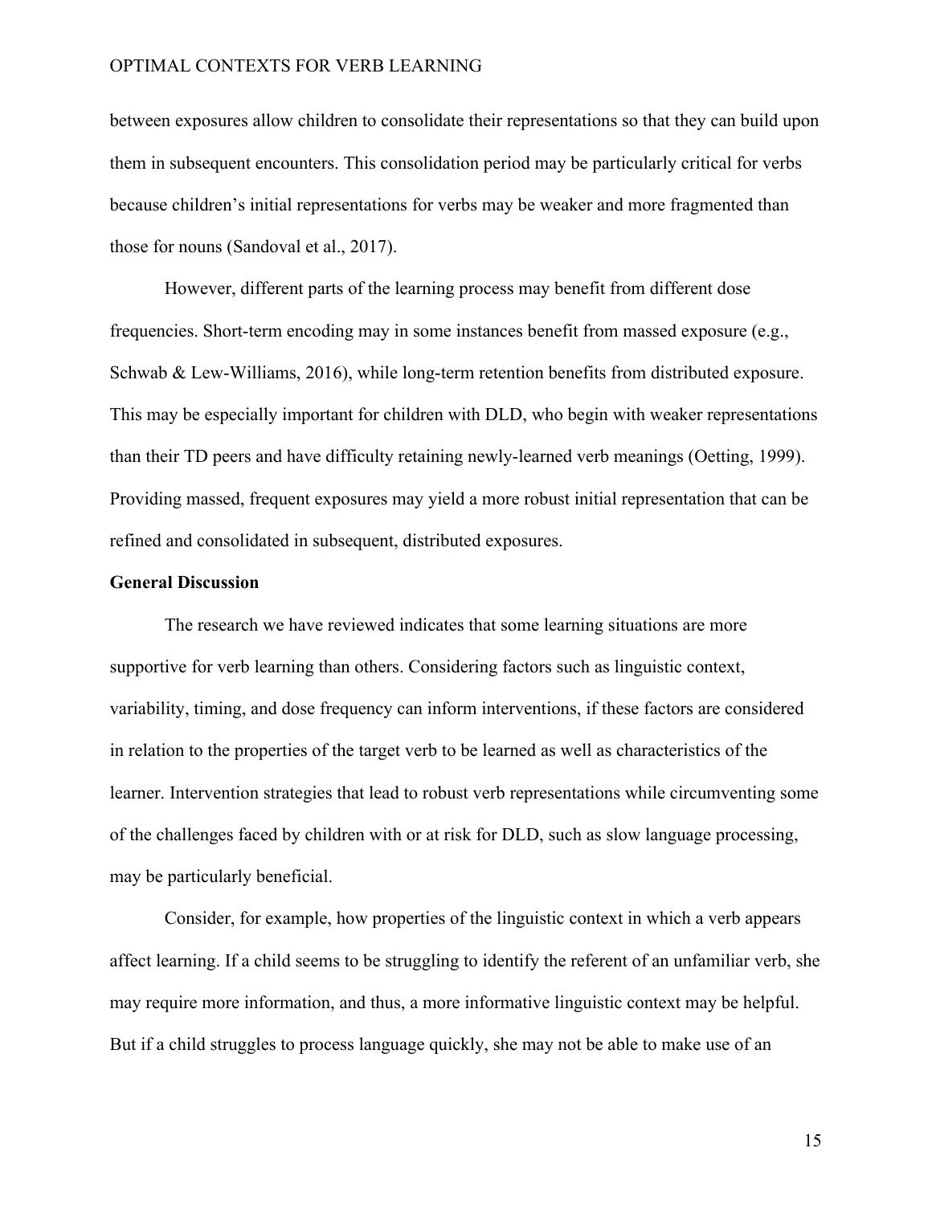between exposures allow children to consolidate their representations so that they can build upon them in subsequent encounters. This consolidation period may be particularly critical for verbs because children's initial representations for verbs may be weaker and more fragmented than those for nouns (Sandoval et al., 2017).

However, different parts of the learning process may benefit from different dose frequencies. Short-term encoding may in some instances benefit from massed exposure (e.g., Schwab & Lew-Williams, 2016), while long-term retention benefits from distributed exposure. This may be especially important for children with DLD, who begin with weaker representations than their TD peers and have difficulty retaining newly-learned verb meanings (Oetting, 1999). Providing massed, frequent exposures may yield a more robust initial representation that can be refined and consolidated in subsequent, distributed exposures.

## General Discussion

The research we have reviewed indicates that some learning situations are more supportive for verb learning than others. Considering factors such as linguistic context, variability, timing, and dose frequency can inform interventions, if these factors are considered in relation to the properties of the target verb to be learned as well as characteristics of the learner. Intervention strategies that lead to robust verb representations while circumventing some of the challenges faced by children with or at risk for DLD, such as slow language processing, may be particularly beneficial.

Consider, for example, how properties of the linguistic context in which a verb appears affect learning. If a child seems to be struggling to identify the referent of an unfamiliar verb, she may require more information, and thus, a more informative linguistic context may be helpful. But if a child struggles to process language quickly, she may not be able to make use of an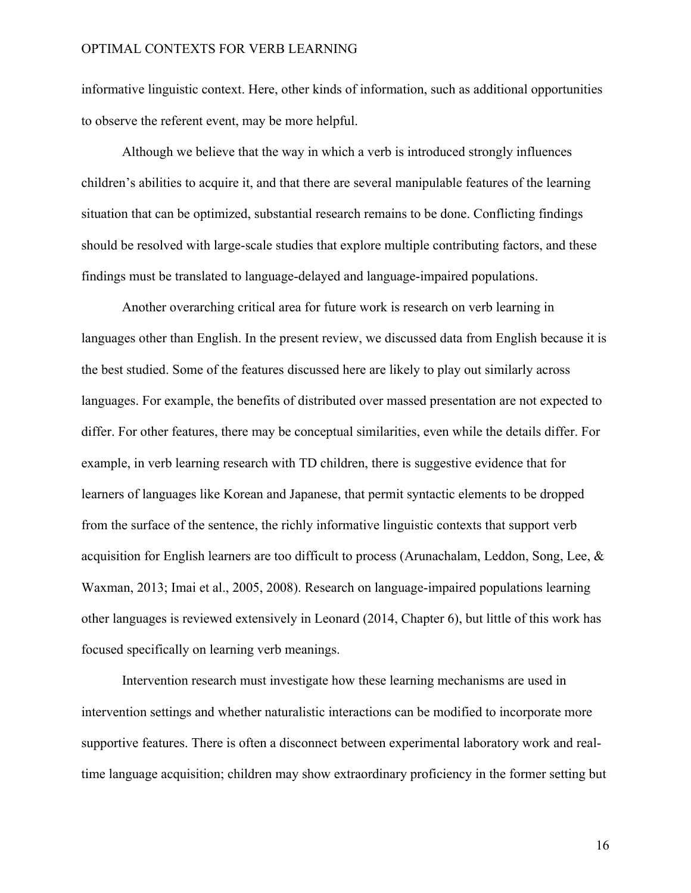informative linguistic context. Here, other kinds of information, such as additional opportunities to observe the referent event, may be more helpful.

Although we believe that the way in which a verb is introduced strongly influences children's abilities to acquire it, and that there are several manipulable features of the learning situation that can be optimized, substantial research remains to be done. Conflicting findings should be resolved with large-scale studies that explore multiple contributing factors, and these findings must be translated to language-delayed and language-impaired populations.

Another overarching critical area for future work is research on verb learning in languages other than English. In the present review, we discussed data from English because it is the best studied. Some of the features discussed here are likely to play out similarly across languages. For example, the benefits of distributed over massed presentation are not expected to differ. For other features, there may be conceptual similarities, even while the details differ. For example, in verb learning research with TD children, there is suggestive evidence that for learners of languages like Korean and Japanese, that permit syntactic elements to be dropped from the surface of the sentence, the richly informative linguistic contexts that support verb acquisition for English learners are too difficult to process (Arunachalam, Leddon, Song, Lee, & Waxman, 2013; Imai et al., 2005, 2008). Research on language-impaired populations learning other languages is reviewed extensively in Leonard (2014, Chapter 6), but little of this work has focused specifically on learning verb meanings.

Intervention research must investigate how these learning mechanisms are used in intervention settings and whether naturalistic interactions can be modified to incorporate more supportive features. There is often a disconnect between experimental laboratory work and real-time language acquisition; children may show extraordinary proficiency in the former setting but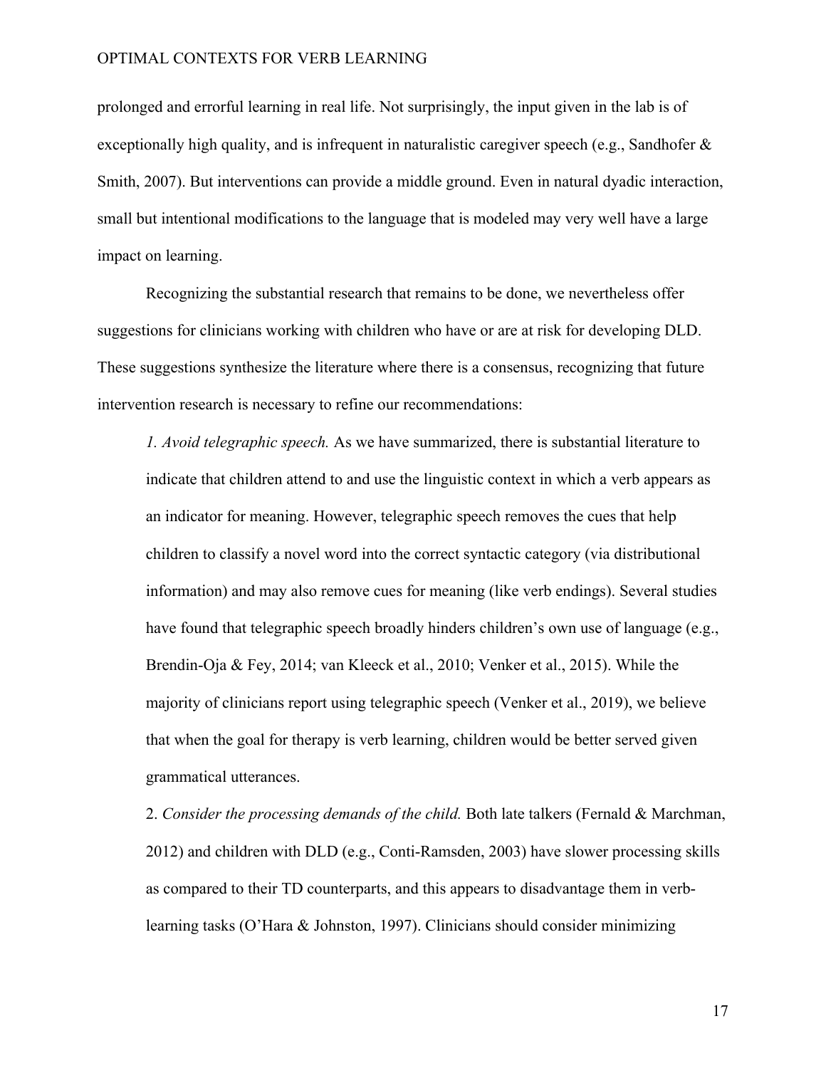prolonged and errorful learning in real life. Not surprisingly, the input given in the lab is of exceptionally high quality, and is infrequent in naturalistic caregiver speech (e.g., Sandhofer & Smith, 2007). But interventions can provide a middle ground. Even in natural dyadic interaction, small but intentional modifications to the language that is modeled may very well have a large impact on learning.

Recognizing the substantial research that remains to be done, we nevertheless offer suggestions for clinicians working with children who have or are at risk for developing DLD. These suggestions synthesize the literature where there is a consensus, recognizing that future intervention research is necessary to refine our recommendations:

> *1. Avoid telegraphic speech.* As we have summarized, there is substantial literature to indicate that children attend to and use the linguistic context in which a verb appears as an indicator for meaning. However, telegraphic speech removes the cues that help children to classify a novel word into the correct syntactic category (via distributional information) and may also remove cues for meaning (like verb endings). Several studies have found that telegraphic speech broadly hinders children's own use of language (e.g., Brendin-Oja & Fey, 2014; van Kleeck et al., 2010; Venker et al., 2015). While the majority of clinicians report using telegraphic speech (Venker et al., 2019), we believe that when the goal for therapy is verb learning, children would be better served given grammatical utterances.
>
> 2. *Consider the processing demands of the child.* Both late talkers (Fernald & Marchman, 2012) and children with DLD (e.g., Conti-Ramsden, 2003) have slower processing skills as compared to their TD counterparts, and this appears to disadvantage them in verb-learning tasks (O'Hara & Johnston, 1997). Clinicians should consider minimizing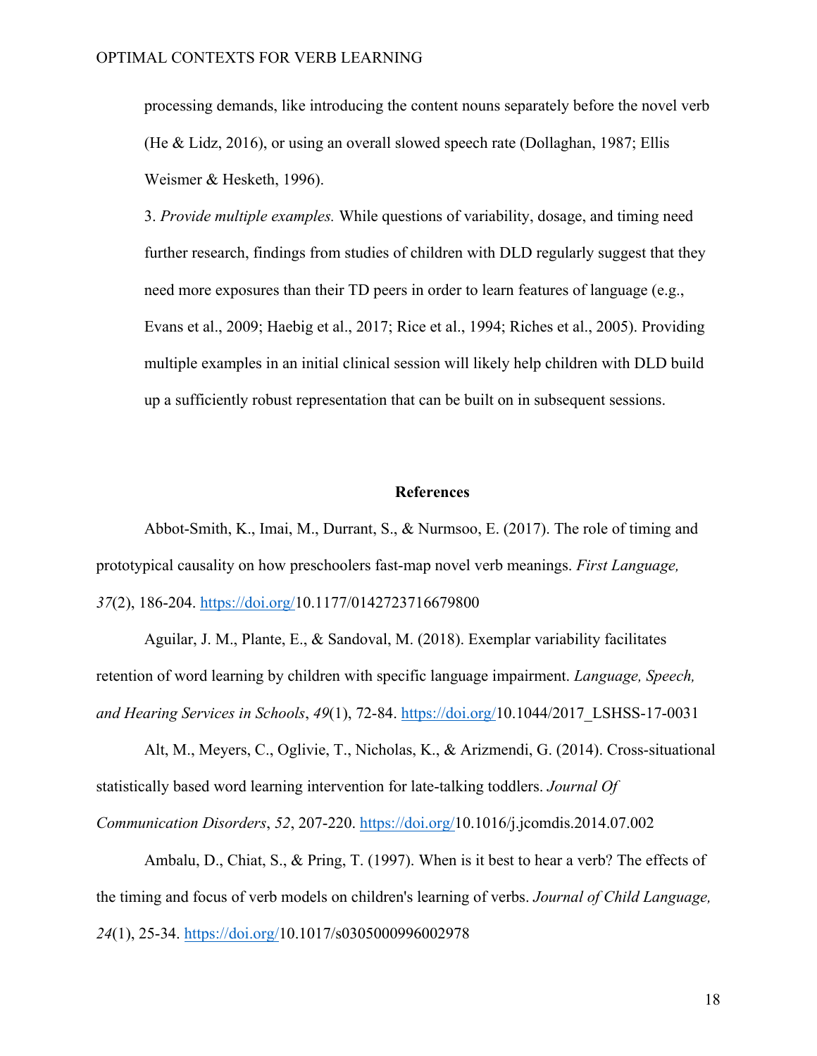processing demands, like introducing the content nouns separately before the novel verb (He & Lidz, 2016), or using an overall slowed speech rate (Dollaghan, 1987; Ellis Weismer & Hesketh, 1996).

3. *Provide multiple examples.* While questions of variability, dosage, and timing need further research, findings from studies of children with DLD regularly suggest that they need more exposures than their TD peers in order to learn features of language (e.g., Evans et al., 2009; Haebig et al., 2017; Rice et al., 1994; Riches et al., 2005). Providing multiple examples in an initial clinical session will likely help children with DLD build up a sufficiently robust representation that can be built on in subsequent sessions.

## References

Abbot-Smith, K., Imai, M., Durrant, S., & Nurmsoo, E. (2017). The role of timing and prototypical causality on how preschoolers fast-map novel verb meanings. *First Language, 37*(2), 186-204. https://doi.org/10.1177/0142723716679800

Aguilar, J. M., Plante, E., & Sandoval, M. (2018). Exemplar variability facilitates retention of word learning by children with specific language impairment. *Language, Speech, and Hearing Services in Schools*, *49*(1), 72-84. https://doi.org/10.1044/2017_LSHSS-17-0031

Alt, M., Meyers, C., Oglivie, T., Nicholas, K., & Arizmendi, G. (2014). Cross-situational statistically based word learning intervention for late-talking toddlers. *Journal Of Communication Disorders*, *52*, 207-220. https://doi.org/10.1016/j.jcomdis.2014.07.002

Ambalu, D., Chiat, S., & Pring, T. (1997). When is it best to hear a verb? The effects of the timing and focus of verb models on children's learning of verbs. *Journal of Child Language, 24*(1), 25-34. https://doi.org/10.1017/s0305000996002978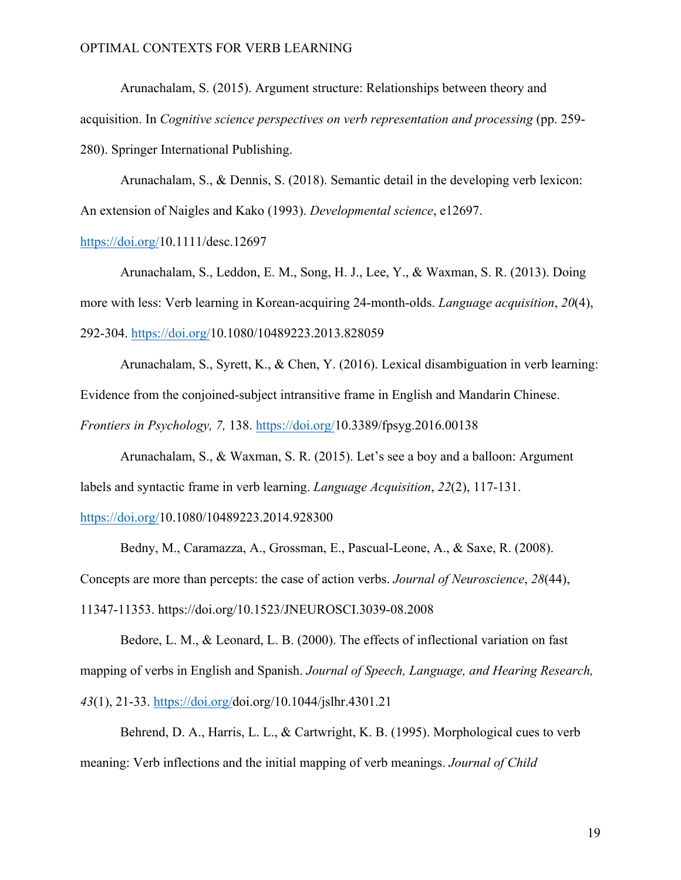Arunachalam, S. (2015). Argument structure: Relationships between theory and acquisition. In *Cognitive science perspectives on verb representation and processing* (pp. 259-280). Springer International Publishing.

Arunachalam, S., & Dennis, S. (2018). Semantic detail in the developing verb lexicon: An extension of Naigles and Kako (1993). *Developmental science*, e12697. https://doi.org/10.1111/desc.12697

Arunachalam, S., Leddon, E. M., Song, H. J., Lee, Y., & Waxman, S. R. (2013). Doing more with less: Verb learning in Korean-acquiring 24-month-olds. *Language acquisition*, *20*(4), 292-304. https://doi.org/10.1080/10489223.2013.828059

Arunachalam, S., Syrett, K., & Chen, Y. (2016). Lexical disambiguation in verb learning: Evidence from the conjoined-subject intransitive frame in English and Mandarin Chinese. *Frontiers in Psychology, 7,* 138. https://doi.org/10.3389/fpsyg.2016.00138

Arunachalam, S., & Waxman, S. R. (2015). Let's see a boy and a balloon: Argument labels and syntactic frame in verb learning. *Language Acquisition*, *22*(2), 117-131. https://doi.org/10.1080/10489223.2014.928300

Bedny, M., Caramazza, A., Grossman, E., Pascual-Leone, A., & Saxe, R. (2008). Concepts are more than percepts: the case of action verbs. *Journal of Neuroscience*, *28*(44), 11347-11353. https://doi.org/10.1523/JNEUROSCI.3039-08.2008

Bedore, L. M., & Leonard, L. B. (2000). The effects of inflectional variation on fast mapping of verbs in English and Spanish. *Journal of Speech, Language, and Hearing Research, 43*(1), 21-33. https://doi.org/doi.org/10.1044/jslhr.4301.21

Behrend, D. A., Harris, L. L., & Cartwright, K. B. (1995). Morphological cues to verb meaning: Verb inflections and the initial mapping of verb meanings. *Journal of Child*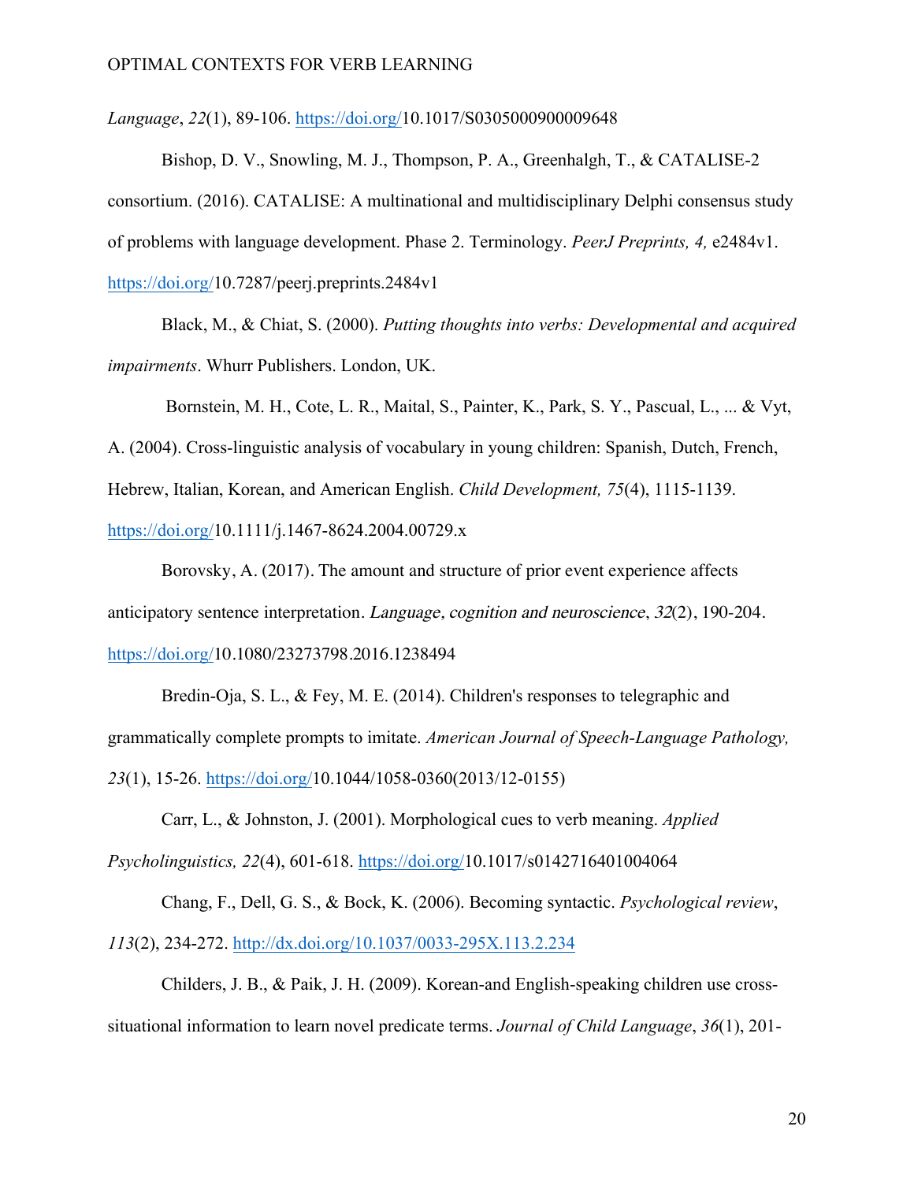*Language*, *22*(1), 89-106. https://doi.org/10.1017/S0305000900009648

Bishop, D. V., Snowling, M. J., Thompson, P. A., Greenhalgh, T., & CATALISE-2 consortium. (2016). CATALISE: A multinational and multidisciplinary Delphi consensus study of problems with language development. Phase 2. Terminology. *PeerJ Preprints, 4,* e2484v1. https://doi.org/10.7287/peerj.preprints.2484v1

Black, M., & Chiat, S. (2000). *Putting thoughts into verbs: Developmental and acquired impairments*. Whurr Publishers. London, UK.

Bornstein, M. H., Cote, L. R., Maital, S., Painter, K., Park, S. Y., Pascual, L., ... & Vyt, A. (2004). Cross-linguistic analysis of vocabulary in young children: Spanish, Dutch, French, Hebrew, Italian, Korean, and American English. *Child Development, 75*(4), 1115-1139. https://doi.org/10.1111/j.1467-8624.2004.00729.x

Borovsky, A. (2017). The amount and structure of prior event experience affects anticipatory sentence interpretation. *Language, cognition and neuroscience*, *32*(2), 190-204. https://doi.org/10.1080/23273798.2016.1238494

Bredin-Oja, S. L., & Fey, M. E. (2014). Children's responses to telegraphic and grammatically complete prompts to imitate. *American Journal of Speech-Language Pathology, 23*(1), 15-26. https://doi.org/10.1044/1058-0360(2013/12-0155)

Carr, L., & Johnston, J. (2001). Morphological cues to verb meaning. *Applied Psycholinguistics, 22*(4), 601-618. https://doi.org/10.1017/s0142716401004064

Chang, F., Dell, G. S., & Bock, K. (2006). Becoming syntactic. *Psychological review*, *113*(2), 234-272. http://dx.doi.org/10.1037/0033-295X.113.2.234

Childers, J. B., & Paik, J. H. (2009). Korean-and English-speaking children use cross-situational information to learn novel predicate terms. *Journal of Child Language*, *36*(1), 201-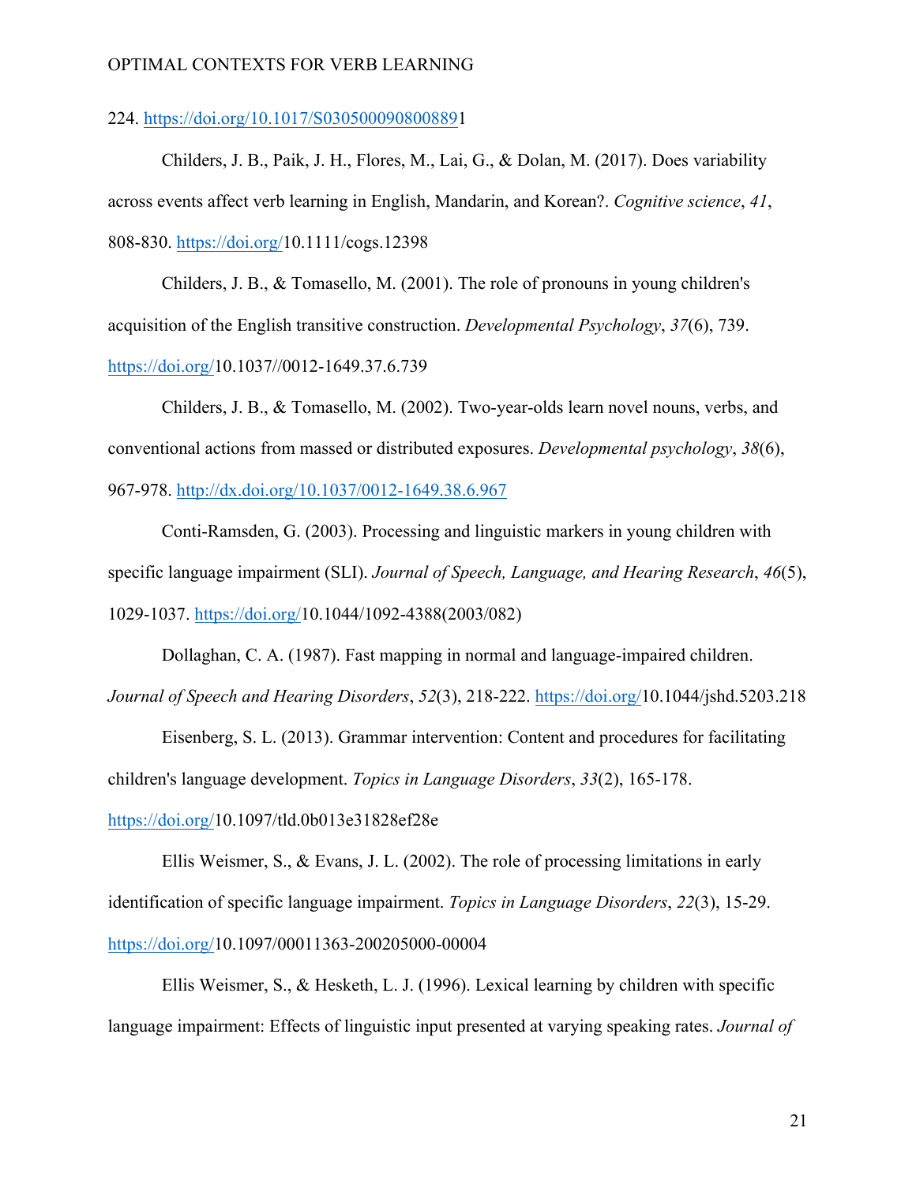224. https://doi.org/10.1017/S0305000908008891

Childers, J. B., Paik, J. H., Flores, M., Lai, G., & Dolan, M. (2017). Does variability across events affect verb learning in English, Mandarin, and Korean?. *Cognitive science*, *41*, 808-830. https://doi.org/10.1111/cogs.12398

Childers, J. B., & Tomasello, M. (2001). The role of pronouns in young children's acquisition of the English transitive construction. *Developmental Psychology*, *37*(6), 739. https://doi.org/10.1037//0012-1649.37.6.739

Childers, J. B., & Tomasello, M. (2002). Two-year-olds learn novel nouns, verbs, and conventional actions from massed or distributed exposures. *Developmental psychology*, *38*(6), 967-978. http://dx.doi.org/10.1037/0012-1649.38.6.967

Conti-Ramsden, G. (2003). Processing and linguistic markers in young children with specific language impairment (SLI). *Journal of Speech, Language, and Hearing Research*, *46*(5), 1029-1037. https://doi.org/10.1044/1092-4388(2003/082)

Dollaghan, C. A. (1987). Fast mapping in normal and language-impaired children. *Journal of Speech and Hearing Disorders*, *52*(3), 218-222. https://doi.org/10.1044/jshd.5203.218

Eisenberg, S. L. (2013). Grammar intervention: Content and procedures for facilitating children's language development. *Topics in Language Disorders*, *33*(2), 165-178. https://doi.org/10.1097/tld.0b013e31828ef28e

Ellis Weismer, S., & Evans, J. L. (2002). The role of processing limitations in early identification of specific language impairment. *Topics in Language Disorders*, *22*(3), 15-29. https://doi.org/10.1097/00011363-200205000-00004

Ellis Weismer, S., & Hesketh, L. J. (1996). Lexical learning by children with specific language impairment: Effects of linguistic input presented at varying speaking rates. *Journal of*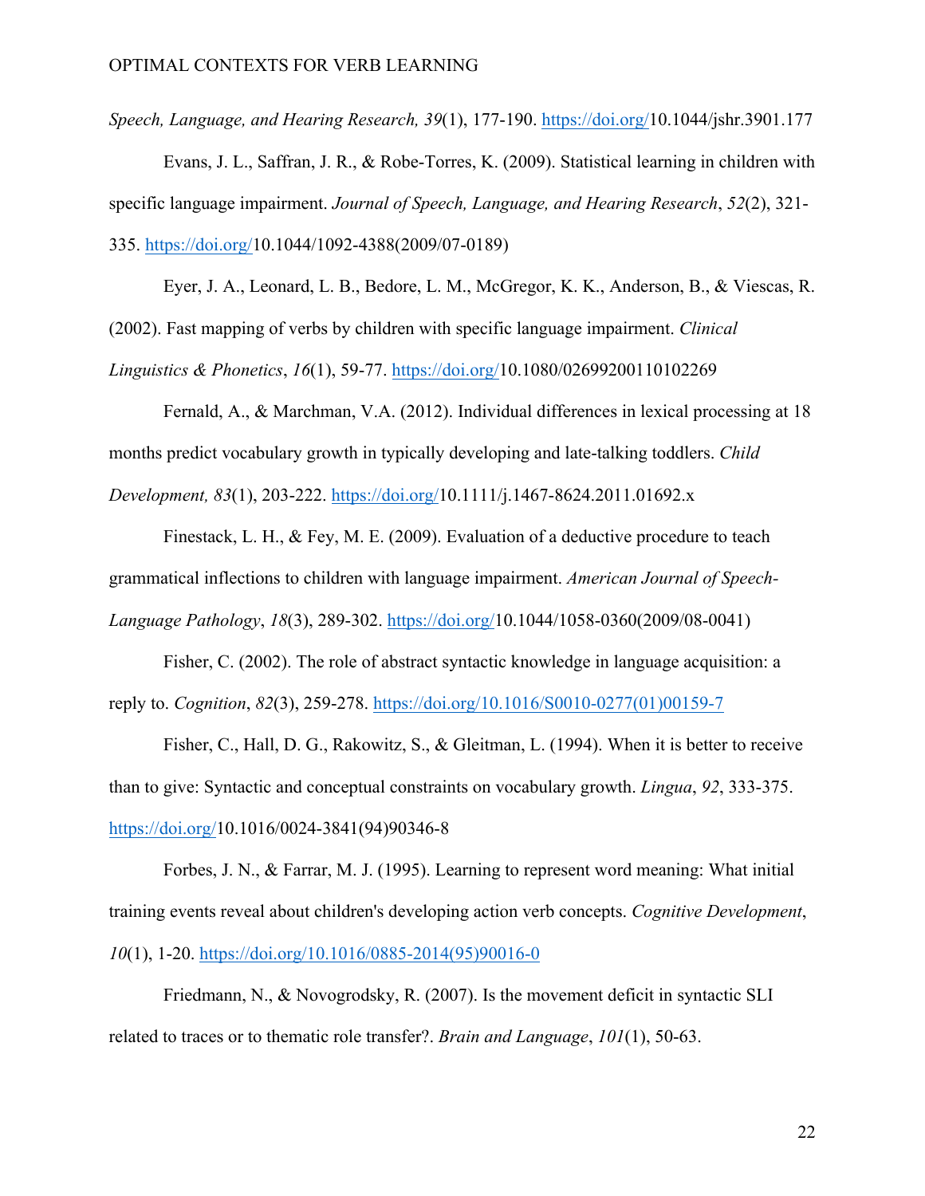*Speech, Language, and Hearing Research, 39*(1), 177-190. https://doi.org/10.1044/jshr.3901.177

Evans, J. L., Saffran, J. R., & Robe-Torres, K. (2009). Statistical learning in children with specific language impairment. *Journal of Speech, Language, and Hearing Research*, *52*(2), 321-335. https://doi.org/10.1044/1092-4388(2009/07-0189)

Eyer, J. A., Leonard, L. B., Bedore, L. M., McGregor, K. K., Anderson, B., & Viescas, R. (2002). Fast mapping of verbs by children with specific language impairment. *Clinical Linguistics & Phonetics*, *16*(1), 59-77. https://doi.org/10.1080/02699200110102269

Fernald, A., & Marchman, V.A. (2012). Individual differences in lexical processing at 18 months predict vocabulary growth in typically developing and late-talking toddlers. *Child Development, 83*(1), 203-222. https://doi.org/10.1111/j.1467-8624.2011.01692.x

Finestack, L. H., & Fey, M. E. (2009). Evaluation of a deductive procedure to teach grammatical inflections to children with language impairment. *American Journal of Speech-Language Pathology*, *18*(3), 289-302. https://doi.org/10.1044/1058-0360(2009/08-0041)

Fisher, C. (2002). The role of abstract syntactic knowledge in language acquisition: a reply to. *Cognition*, *82*(3), 259-278. https://doi.org/10.1016/S0010-0277(01)00159-7

Fisher, C., Hall, D. G., Rakowitz, S., & Gleitman, L. (1994). When it is better to receive than to give: Syntactic and conceptual constraints on vocabulary growth. *Lingua*, *92*, 333-375. https://doi.org/10.1016/0024-3841(94)90346-8

Forbes, J. N., & Farrar, M. J. (1995). Learning to represent word meaning: What initial training events reveal about children's developing action verb concepts. *Cognitive Development*, *10*(1), 1-20. https://doi.org/10.1016/0885-2014(95)90016-0

Friedmann, N., & Novogrodsky, R. (2007). Is the movement deficit in syntactic SLI related to traces or to thematic role transfer?. *Brain and Language*, *101*(1), 50-63.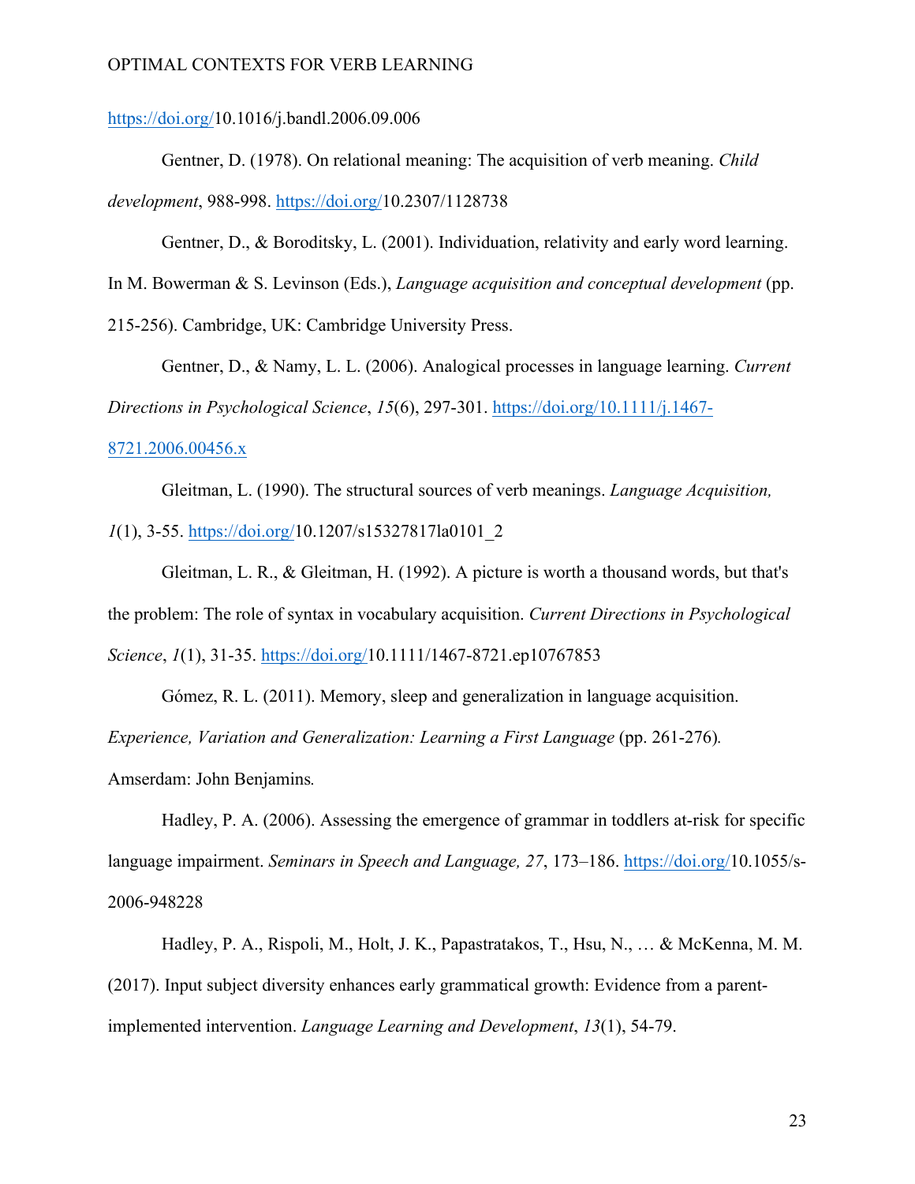https://doi.org/10.1016/j.bandl.2006.09.006

Gentner, D. (1978). On relational meaning: The acquisition of verb meaning. *Child development*, 988-998. https://doi.org/10.2307/1128738

Gentner, D., & Boroditsky, L. (2001). Individuation, relativity and early word learning. In M. Bowerman & S. Levinson (Eds.), *Language acquisition and conceptual development* (pp. 215-256). Cambridge, UK: Cambridge University Press.

Gentner, D., & Namy, L. L. (2006). Analogical processes in language learning. *Current Directions in Psychological Science*, *15*(6), 297-301. https://doi.org/10.1111/j.1467-8721.2006.00456.x

Gleitman, L. (1990). The structural sources of verb meanings. *Language Acquisition, 1*(1), 3-55. https://doi.org/10.1207/s15327817la0101_2

Gleitman, L. R., & Gleitman, H. (1992). A picture is worth a thousand words, but that's the problem: The role of syntax in vocabulary acquisition. *Current Directions in Psychological Science*, *1*(1), 31-35. https://doi.org/10.1111/1467-8721.ep10767853

Gómez, R. L. (2011). Memory, sleep and generalization in language acquisition. *Experience, Variation and Generalization: Learning a First Language* (pp. 261-276). Amserdam: John Benjamins.

Hadley, P. A. (2006). Assessing the emergence of grammar in toddlers at-risk for specific language impairment. *Seminars in Speech and Language, 27*, 173–186. https://doi.org/10.1055/s-2006-948228

Hadley, P. A., Rispoli, M., Holt, J. K., Papastratakos, T., Hsu, N., … & McKenna, M. M. (2017). Input subject diversity enhances early grammatical growth: Evidence from a parent-implemented intervention. *Language Learning and Development*, *13*(1), 54-79.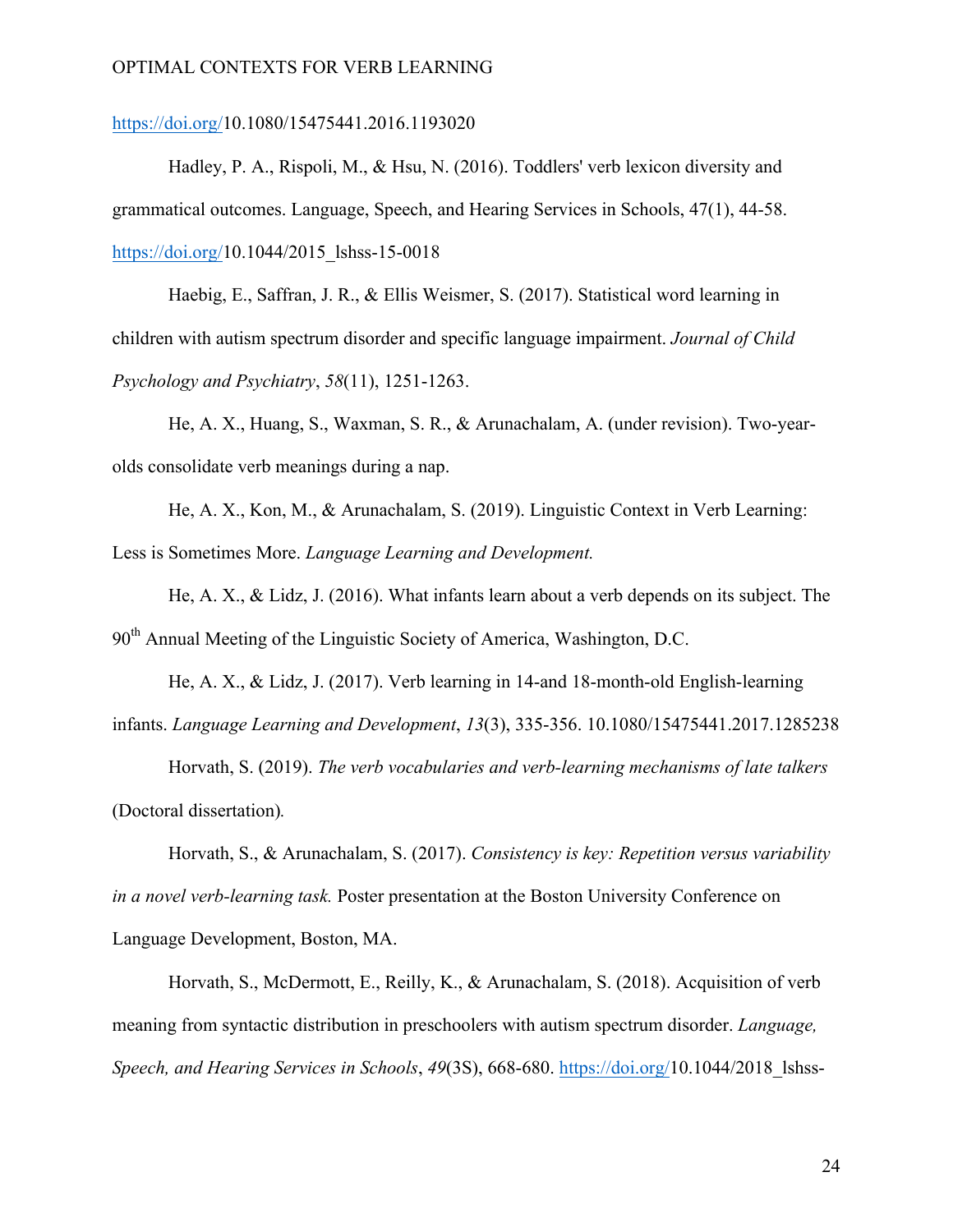https://doi.org/10.1080/15475441.2016.1193020

Hadley, P. A., Rispoli, M., & Hsu, N. (2016). Toddlers' verb lexicon diversity and grammatical outcomes. Language, Speech, and Hearing Services in Schools, 47(1), 44-58. https://doi.org/10.1044/2015_lshss-15-0018

Haebig, E., Saffran, J. R., & Ellis Weismer, S. (2017). Statistical word learning in children with autism spectrum disorder and specific language impairment. *Journal of Child Psychology and Psychiatry*, *58*(11), 1251-1263.

He, A. X., Huang, S., Waxman, S. R., & Arunachalam, A. (under revision). Two-year-olds consolidate verb meanings during a nap.

He, A. X., Kon, M., & Arunachalam, S. (2019). Linguistic Context in Verb Learning: Less is Sometimes More. *Language Learning and Development.*

He, A. X., & Lidz, J. (2016). What infants learn about a verb depends on its subject. The 90th Annual Meeting of the Linguistic Society of America, Washington, D.C.

He, A. X., & Lidz, J. (2017). Verb learning in 14-and 18-month-old English-learning infants. *Language Learning and Development*, *13*(3), 335-356. 10.1080/15475441.2017.1285238

Horvath, S. (2019). *The verb vocabularies and verb-learning mechanisms of late talkers* (Doctoral dissertation).

Horvath, S., & Arunachalam, S. (2017). *Consistency is key: Repetition versus variability in a novel verb-learning task.* Poster presentation at the Boston University Conference on Language Development, Boston, MA.

Horvath, S., McDermott, E., Reilly, K., & Arunachalam, S. (2018). Acquisition of verb meaning from syntactic distribution in preschoolers with autism spectrum disorder. *Language, Speech, and Hearing Services in Schools*, *49*(3S), 668-680. https://doi.org/10.1044/2018_lshss-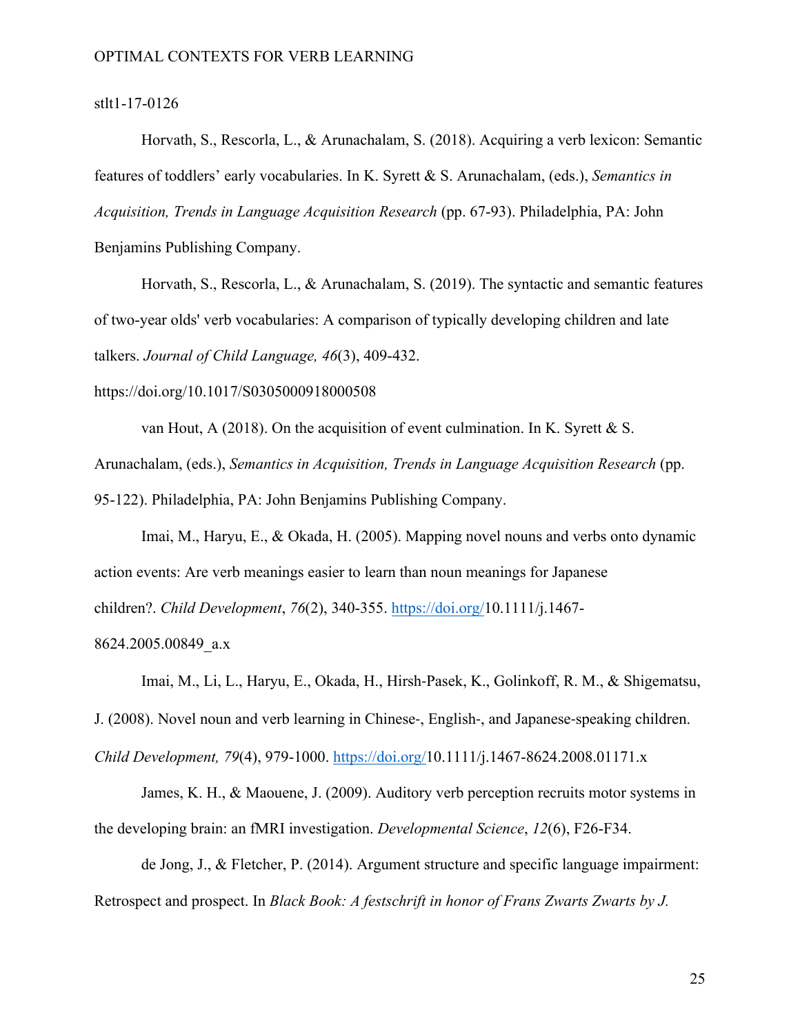stlt1-17-0126

Horvath, S., Rescorla, L., & Arunachalam, S. (2018). Acquiring a verb lexicon: Semantic features of toddlers' early vocabularies. In K. Syrett & S. Arunachalam, (eds.), *Semantics in Acquisition, Trends in Language Acquisition Research* (pp. 67-93). Philadelphia, PA: John Benjamins Publishing Company.

Horvath, S., Rescorla, L., & Arunachalam, S. (2019). The syntactic and semantic features of two-year olds' verb vocabularies: A comparison of typically developing children and late talkers. *Journal of Child Language, 46*(3), 409-432. https://doi.org/10.1017/S0305000918000508

van Hout, A (2018). On the acquisition of event culmination. In K. Syrett & S. Arunachalam, (eds.), *Semantics in Acquisition, Trends in Language Acquisition Research* (pp. 95-122). Philadelphia, PA: John Benjamins Publishing Company.

Imai, M., Haryu, E., & Okada, H. (2005). Mapping novel nouns and verbs onto dynamic action events: Are verb meanings easier to learn than noun meanings for Japanese children?. *Child Development*, *76*(2), 340-355. https://doi.org/10.1111/j.1467-8624.2005.00849_a.x

Imai, M., Li, L., Haryu, E., Okada, H., Hirsh-Pasek, K., Golinkoff, R. M., & Shigematsu, J. (2008). Novel noun and verb learning in Chinese-, English-, and Japanese-speaking children. *Child Development, 79*(4), 979-1000. https://doi.org/10.1111/j.1467-8624.2008.01171.x

James, K. H., & Maouene, J. (2009). Auditory verb perception recruits motor systems in the developing brain: an fMRI investigation. *Developmental Science*, *12*(6), F26-F34.

de Jong, J., & Fletcher, P. (2014). Argument structure and specific language impairment: Retrospect and prospect. In *Black Book: A festschrift in honor of Frans Zwarts Zwarts by J.*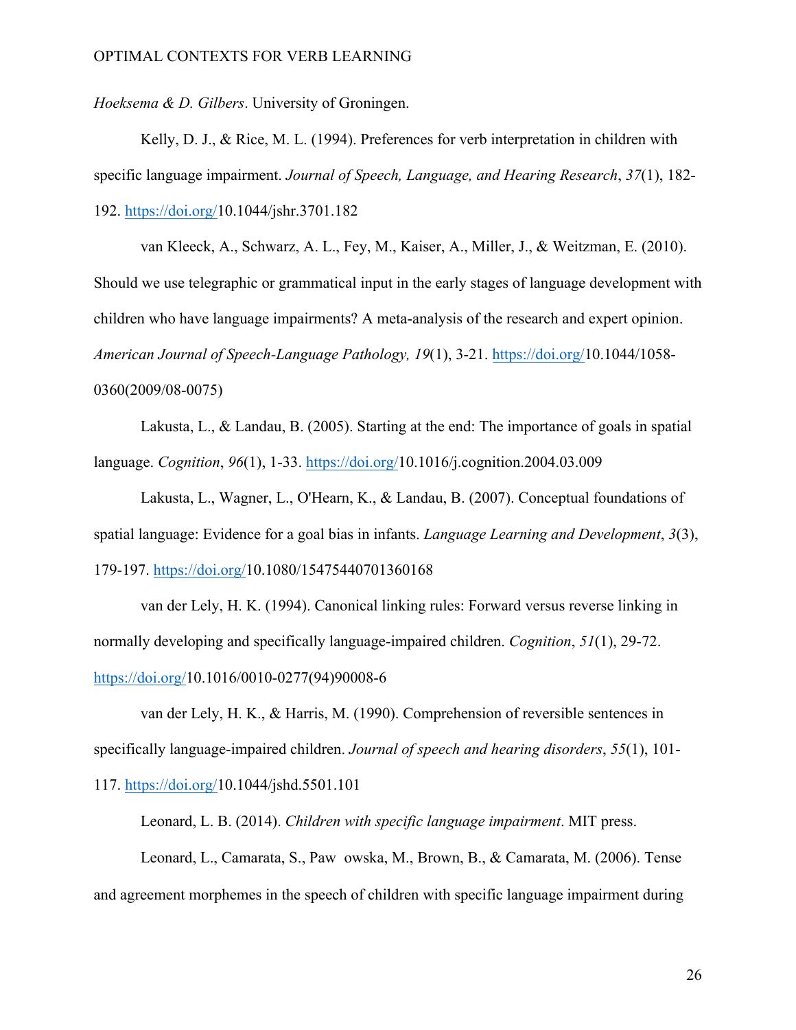*Hoeksema & D. Gilbers*. University of Groningen.

Kelly, D. J., & Rice, M. L. (1994). Preferences for verb interpretation in children with specific language impairment. *Journal of Speech, Language, and Hearing Research*, *37*(1), 182-192. https://doi.org/10.1044/jshr.3701.182

van Kleeck, A., Schwarz, A. L., Fey, M., Kaiser, A., Miller, J., & Weitzman, E. (2010). Should we use telegraphic or grammatical input in the early stages of language development with children who have language impairments? A meta-analysis of the research and expert opinion. *American Journal of Speech-Language Pathology, 19*(1), 3-21. https://doi.org/10.1044/1058-0360(2009/08-0075)

Lakusta, L., & Landau, B. (2005). Starting at the end: The importance of goals in spatial language. *Cognition*, *96*(1), 1-33. https://doi.org/10.1016/j.cognition.2004.03.009

Lakusta, L., Wagner, L., O'Hearn, K., & Landau, B. (2007). Conceptual foundations of spatial language: Evidence for a goal bias in infants. *Language Learning and Development*, *3*(3), 179-197. https://doi.org/10.1080/15475440701360168

van der Lely, H. K. (1994). Canonical linking rules: Forward versus reverse linking in normally developing and specifically language-impaired children. *Cognition*, *51*(1), 29-72. https://doi.org/10.1016/0010-0277(94)90008-6

van der Lely, H. K., & Harris, M. (1990). Comprehension of reversible sentences in specifically language-impaired children. *Journal of speech and hearing disorders*, *55*(1), 101-117. https://doi.org/10.1044/jshd.5501.101

Leonard, L. B. (2014). *Children with specific language impairment*. MIT press.

Leonard, L., Camarata, S., Paw owska, M., Brown, B., & Camarata, M. (2006). Tense and agreement morphemes in the speech of children with specific language impairment during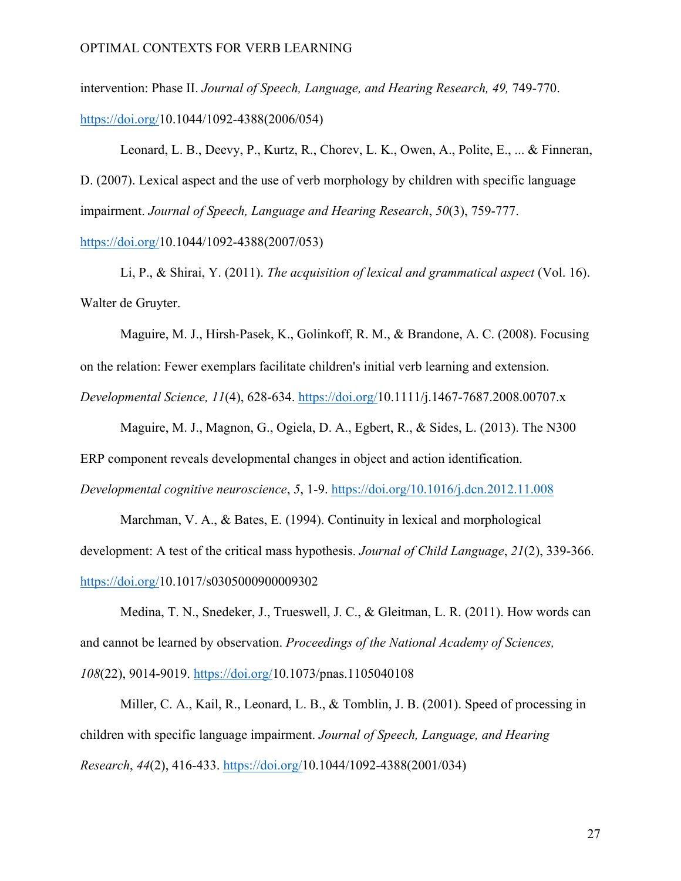intervention: Phase II. *Journal of Speech, Language, and Hearing Research, 49,* 749-770. https://doi.org/10.1044/1092-4388(2006/054)

Leonard, L. B., Deevy, P., Kurtz, R., Chorev, L. K., Owen, A., Polite, E., ... & Finneran, D. (2007). Lexical aspect and the use of verb morphology by children with specific language impairment. *Journal of Speech, Language and Hearing Research*, *50*(3), 759-777. https://doi.org/10.1044/1092-4388(2007/053)

Li, P., & Shirai, Y. (2011). *The acquisition of lexical and grammatical aspect* (Vol. 16). Walter de Gruyter.

Maguire, M. J., Hirsh-Pasek, K., Golinkoff, R. M., & Brandone, A. C. (2008). Focusing on the relation: Fewer exemplars facilitate children's initial verb learning and extension. *Developmental Science, 11*(4), 628-634. https://doi.org/10.1111/j.1467-7687.2008.00707.x

Maguire, M. J., Magnon, G., Ogiela, D. A., Egbert, R., & Sides, L. (2013). The N300 ERP component reveals developmental changes in object and action identification. *Developmental cognitive neuroscience*, *5*, 1-9. https://doi.org/10.1016/j.dcn.2012.11.008

Marchman, V. A., & Bates, E. (1994). Continuity in lexical and morphological development: A test of the critical mass hypothesis. *Journal of Child Language*, *21*(2), 339-366. https://doi.org/10.1017/s0305000900009302

Medina, T. N., Snedeker, J., Trueswell, J. C., & Gleitman, L. R. (2011). How words can and cannot be learned by observation. *Proceedings of the National Academy of Sciences, 108*(22), 9014-9019. https://doi.org/10.1073/pnas.1105040108

Miller, C. A., Kail, R., Leonard, L. B., & Tomblin, J. B. (2001). Speed of processing in children with specific language impairment. *Journal of Speech, Language, and Hearing Research*, *44*(2), 416-433. https://doi.org/10.1044/1092-4388(2001/034)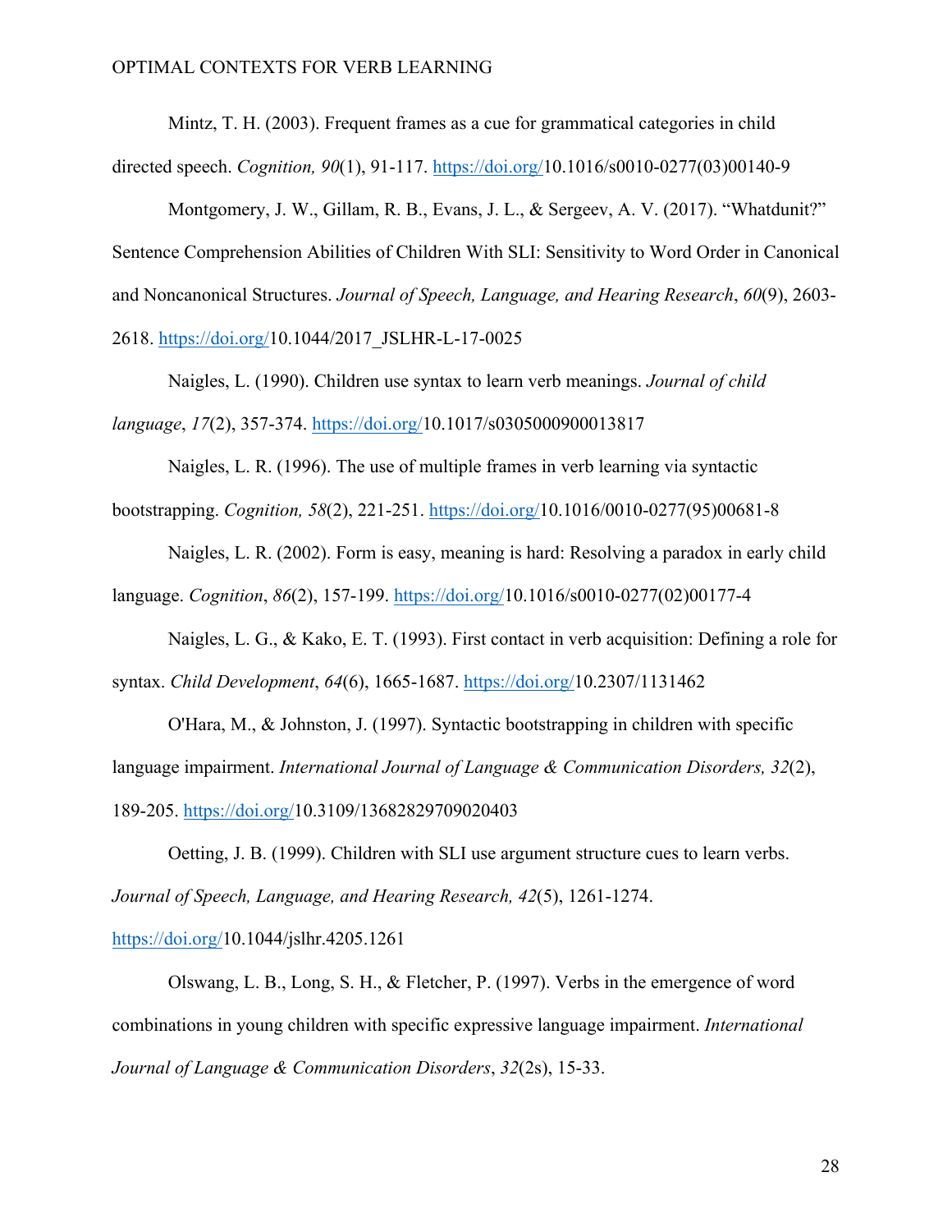Mintz, T. H. (2003). Frequent frames as a cue for grammatical categories in child directed speech. *Cognition, 90*(1), 91-117. https://doi.org/10.1016/s0010-0277(03)00140-9

Montgomery, J. W., Gillam, R. B., Evans, J. L., & Sergeev, A. V. (2017). "Whatdunit?" Sentence Comprehension Abilities of Children With SLI: Sensitivity to Word Order in Canonical and Noncanonical Structures. *Journal of Speech, Language, and Hearing Research*, *60*(9), 2603-2618. https://doi.org/10.1044/2017_JSLHR-L-17-0025

Naigles, L. (1990). Children use syntax to learn verb meanings. *Journal of child language*, *17*(2), 357-374. https://doi.org/10.1017/s0305000900013817

Naigles, L. R. (1996). The use of multiple frames in verb learning via syntactic bootstrapping. *Cognition, 58*(2), 221-251. https://doi.org/10.1016/0010-0277(95)00681-8

Naigles, L. R. (2002). Form is easy, meaning is hard: Resolving a paradox in early child language. *Cognition*, *86*(2), 157-199. https://doi.org/10.1016/s0010-0277(02)00177-4

Naigles, L. G., & Kako, E. T. (1993). First contact in verb acquisition: Defining a role for syntax. *Child Development*, *64*(6), 1665-1687. https://doi.org/10.2307/1131462

O'Hara, M., & Johnston, J. (1997). Syntactic bootstrapping in children with specific language impairment. *International Journal of Language & Communication Disorders, 32*(2), 189-205. https://doi.org/10.3109/13682829709020403

Oetting, J. B. (1999). Children with SLI use argument structure cues to learn verbs. *Journal of Speech, Language, and Hearing Research, 42*(5), 1261-1274. https://doi.org/10.1044/jslhr.4205.1261

Olswang, L. B., Long, S. H., & Fletcher, P. (1997). Verbs in the emergence of word combinations in young children with specific expressive language impairment. *International Journal of Language & Communication Disorders*, *32*(2s), 15-33.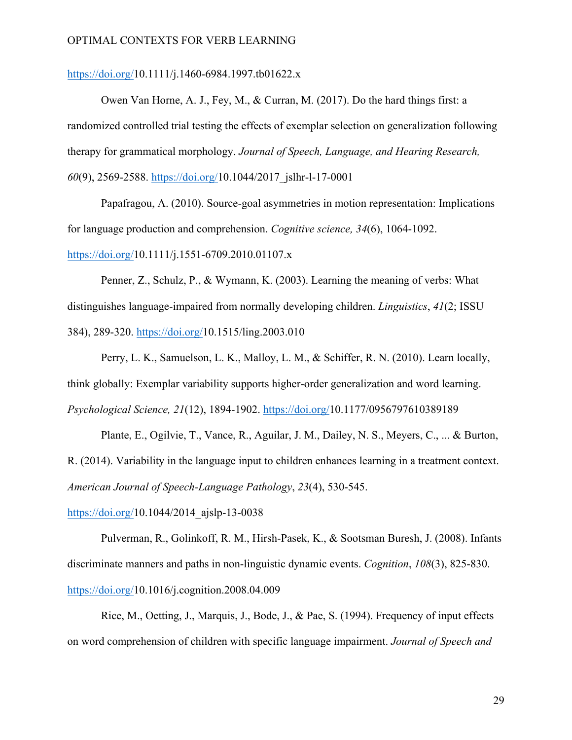https://doi.org/10.1111/j.1460-6984.1997.tb01622.x

Owen Van Horne, A. J., Fey, M., & Curran, M. (2017). Do the hard things first: a randomized controlled trial testing the effects of exemplar selection on generalization following therapy for grammatical morphology. *Journal of Speech, Language, and Hearing Research, 60*(9), 2569-2588. https://doi.org/10.1044/2017_jslhr-l-17-0001

Papafragou, A. (2010). Source-goal asymmetries in motion representation: Implications for language production and comprehension. *Cognitive science, 34*(6), 1064-1092. https://doi.org/10.1111/j.1551-6709.2010.01107.x

Penner, Z., Schulz, P., & Wymann, K. (2003). Learning the meaning of verbs: What distinguishes language-impaired from normally developing children. *Linguistics*, *41*(2; ISSU 384), 289-320. https://doi.org/10.1515/ling.2003.010

Perry, L. K., Samuelson, L. K., Malloy, L. M., & Schiffer, R. N. (2010). Learn locally, think globally: Exemplar variability supports higher-order generalization and word learning. *Psychological Science, 21*(12), 1894-1902. https://doi.org/10.1177/0956797610389189

Plante, E., Ogilvie, T., Vance, R., Aguilar, J. M., Dailey, N. S., Meyers, C., ... & Burton, R. (2014). Variability in the language input to children enhances learning in a treatment context. *American Journal of Speech-Language Pathology*, *23*(4), 530-545. https://doi.org/10.1044/2014_ajslp-13-0038

Pulverman, R., Golinkoff, R. M., Hirsh-Pasek, K., & Sootsman Buresh, J. (2008). Infants discriminate manners and paths in non-linguistic dynamic events. *Cognition*, *108*(3), 825-830. https://doi.org/10.1016/j.cognition.2008.04.009

Rice, M., Oetting, J., Marquis, J., Bode, J., & Pae, S. (1994). Frequency of input effects on word comprehension of children with specific language impairment. *Journal of Speech and*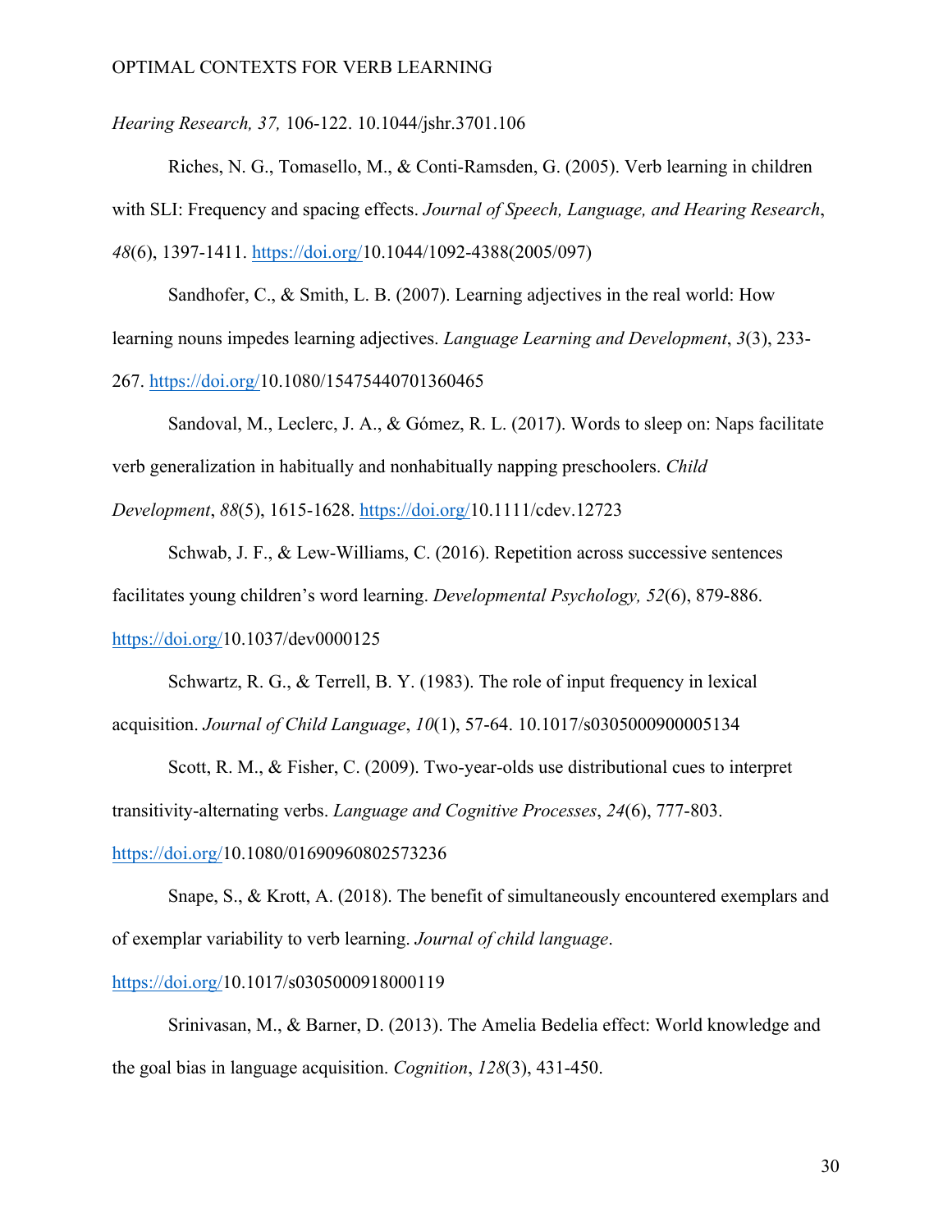*Hearing Research, 37,* 106-122. 10.1044/jshr.3701.106

Riches, N. G., Tomasello, M., & Conti-Ramsden, G. (2005). Verb learning in children with SLI: Frequency and spacing effects. *Journal of Speech, Language, and Hearing Research*, *48*(6), 1397-1411. https://doi.org/10.1044/1092-4388(2005/097)

Sandhofer, C., & Smith, L. B. (2007). Learning adjectives in the real world: How learning nouns impedes learning adjectives. *Language Learning and Development*, *3*(3), 233-267. https://doi.org/10.1080/15475440701360465

Sandoval, M., Leclerc, J. A., & Gómez, R. L. (2017). Words to sleep on: Naps facilitate verb generalization in habitually and nonhabitually napping preschoolers. *Child Development*, *88*(5), 1615-1628. https://doi.org/10.1111/cdev.12723

Schwab, J. F., & Lew-Williams, C. (2016). Repetition across successive sentences facilitates young children's word learning. *Developmental Psychology, 52*(6), 879-886. https://doi.org/10.1037/dev0000125

Schwartz, R. G., & Terrell, B. Y. (1983). The role of input frequency in lexical acquisition. *Journal of Child Language*, *10*(1), 57-64. 10.1017/s0305000900005134

Scott, R. M., & Fisher, C. (2009). Two-year-olds use distributional cues to interpret transitivity-alternating verbs. *Language and Cognitive Processes*, *24*(6), 777-803. https://doi.org/10.1080/01690960802573236

Snape, S., & Krott, A. (2018). The benefit of simultaneously encountered exemplars and of exemplar variability to verb learning. *Journal of child language*. https://doi.org/10.1017/s0305000918000119

Srinivasan, M., & Barner, D. (2013). The Amelia Bedelia effect: World knowledge and the goal bias in language acquisition. *Cognition*, *128*(3), 431-450.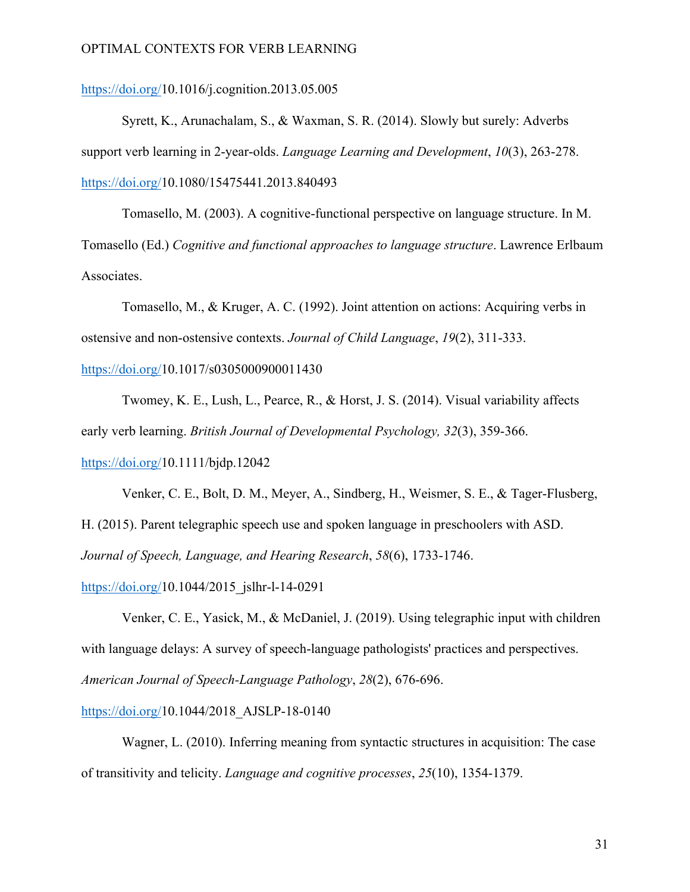https://doi.org/10.1016/j.cognition.2013.05.005

Syrett, K., Arunachalam, S., & Waxman, S. R. (2014). Slowly but surely: Adverbs support verb learning in 2-year-olds. *Language Learning and Development*, *10*(3), 263-278. https://doi.org/10.1080/15475441.2013.840493

Tomasello, M. (2003). A cognitive-functional perspective on language structure. In M. Tomasello (Ed.) *Cognitive and functional approaches to language structure*. Lawrence Erlbaum Associates.

Tomasello, M., & Kruger, A. C. (1992). Joint attention on actions: Acquiring verbs in ostensive and non-ostensive contexts. *Journal of Child Language*, *19*(2), 311-333. https://doi.org/10.1017/s0305000900011430

Twomey, K. E., Lush, L., Pearce, R., & Horst, J. S. (2014). Visual variability affects early verb learning. *British Journal of Developmental Psychology, 32*(3), 359-366. https://doi.org/10.1111/bjdp.12042

Venker, C. E., Bolt, D. M., Meyer, A., Sindberg, H., Weismer, S. E., & Tager-Flusberg, H. (2015). Parent telegraphic speech use and spoken language in preschoolers with ASD. *Journal of Speech, Language, and Hearing Research*, *58*(6), 1733-1746. https://doi.org/10.1044/2015_jslhr-l-14-0291

Venker, C. E., Yasick, M., & McDaniel, J. (2019). Using telegraphic input with children with language delays: A survey of speech-language pathologists' practices and perspectives. *American Journal of Speech-Language Pathology*, *28*(2), 676-696. https://doi.org/10.1044/2018_AJSLP-18-0140

Wagner, L. (2010). Inferring meaning from syntactic structures in acquisition: The case of transitivity and telicity. *Language and cognitive processes*, *25*(10), 1354-1379.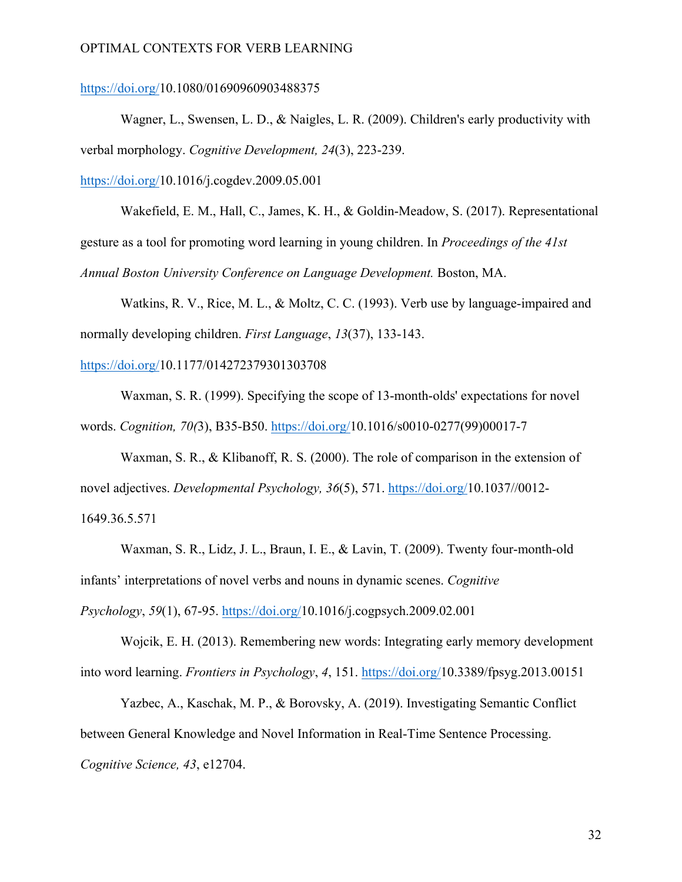https://doi.org/10.1080/01690960903488375

Wagner, L., Swensen, L. D., & Naigles, L. R. (2009). Children's early productivity with verbal morphology. *Cognitive Development, 24*(3), 223-239. https://doi.org/10.1016/j.cogdev.2009.05.001

Wakefield, E. M., Hall, C., James, K. H., & Goldin-Meadow, S. (2017). Representational gesture as a tool for promoting word learning in young children. In *Proceedings of the 41st Annual Boston University Conference on Language Development.* Boston, MA.

Watkins, R. V., Rice, M. L., & Moltz, C. C. (1993). Verb use by language-impaired and normally developing children. *First Language*, *13*(37), 133-143. https://doi.org/10.1177/014272379301303708

Waxman, S. R. (1999). Specifying the scope of 13-month-olds' expectations for novel words. *Cognition, 70(*3), B35-B50. https://doi.org/10.1016/s0010-0277(99)00017-7

Waxman, S. R., & Klibanoff, R. S. (2000). The role of comparison in the extension of novel adjectives. *Developmental Psychology, 36*(5), 571. https://doi.org/10.1037//0012-1649.36.5.571

Waxman, S. R., Lidz, J. L., Braun, I. E., & Lavin, T. (2009). Twenty four-month-old infants' interpretations of novel verbs and nouns in dynamic scenes. *Cognitive Psychology*, *59*(1), 67-95. https://doi.org/10.1016/j.cogpsych.2009.02.001

Wojcik, E. H. (2013). Remembering new words: Integrating early memory development into word learning. *Frontiers in Psychology*, *4*, 151. https://doi.org/10.3389/fpsyg.2013.00151

Yazbec, A., Kaschak, M. P., & Borovsky, A. (2019). Investigating Semantic Conflict between General Knowledge and Novel Information in Real-Time Sentence Processing. *Cognitive Science, 43*, e12704.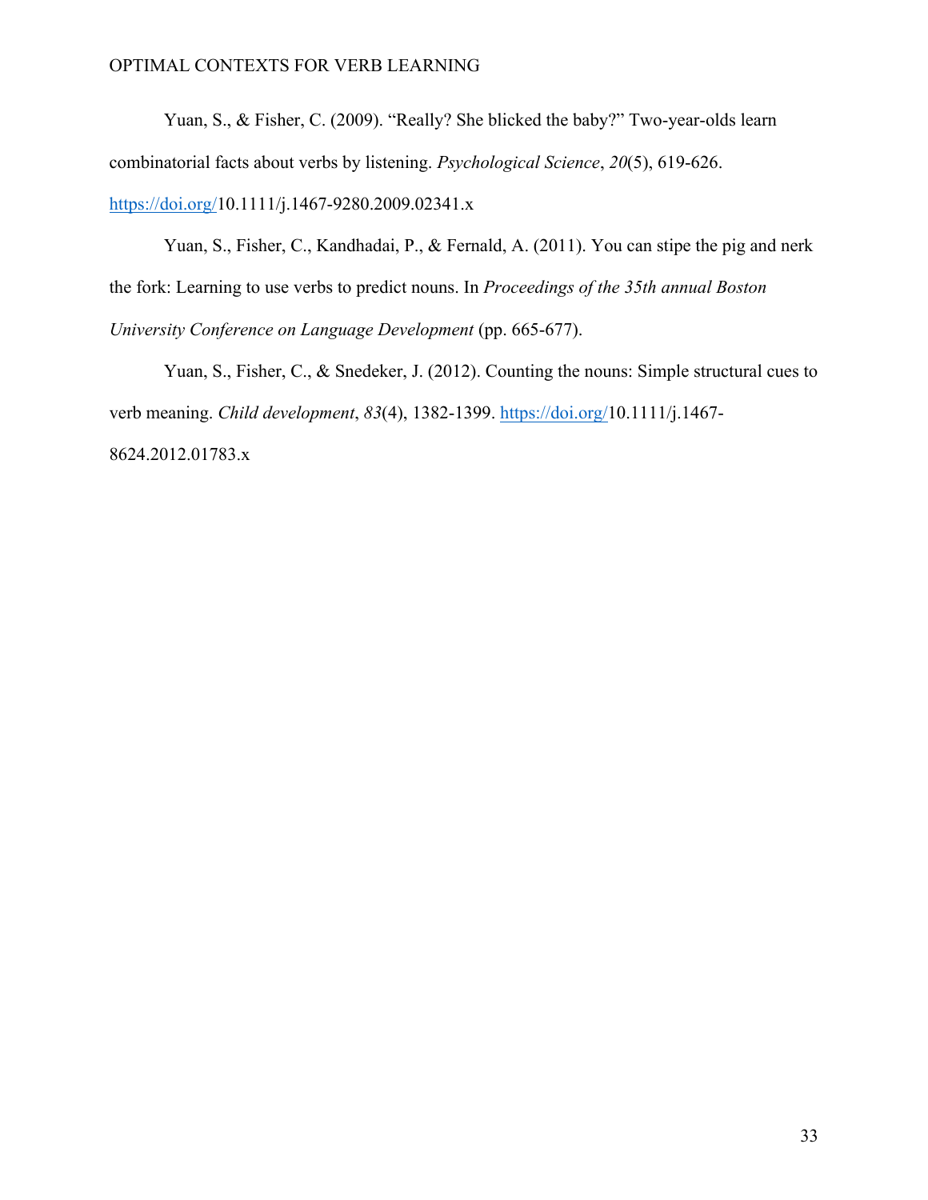Yuan, S., & Fisher, C. (2009). "Really? She blicked the baby?" Two-year-olds learn combinatorial facts about verbs by listening. *Psychological Science*, *20*(5), 619-626. https://doi.org/10.1111/j.1467-9280.2009.02341.x

Yuan, S., Fisher, C., Kandhadai, P., & Fernald, A. (2011). You can stipe the pig and nerk the fork: Learning to use verbs to predict nouns. In *Proceedings of the 35th annual Boston University Conference on Language Development* (pp. 665-677).

Yuan, S., Fisher, C., & Snedeker, J. (2012). Counting the nouns: Simple structural cues to verb meaning. *Child development*, *83*(4), 1382-1399. https://doi.org/10.1111/j.1467-8624.2012.01783.x